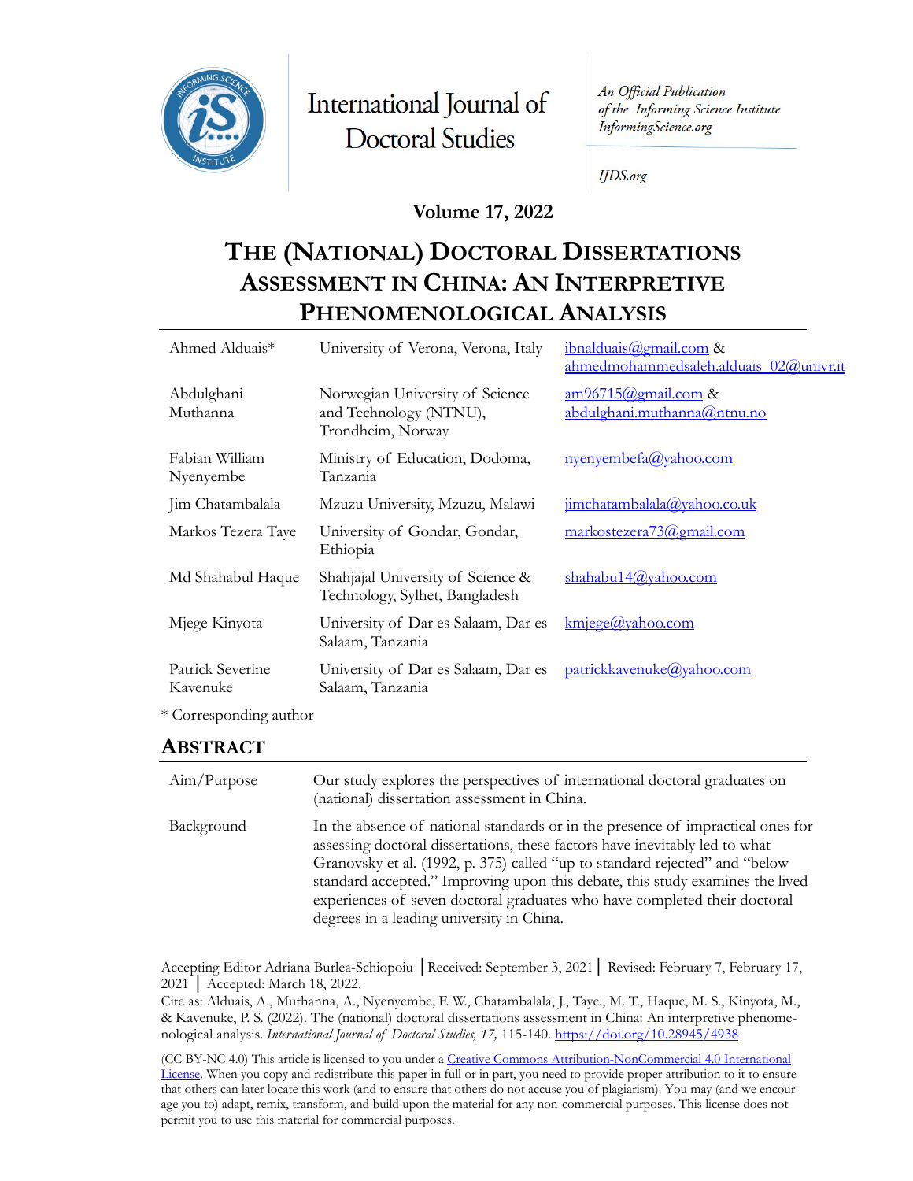International Journal of Doctoral Studies

*An Official Publication of the Informing Science Institute*
*InformingScience.org*

*IJDS.org*

**Volume 17, 2022**

# THE (NATIONAL) DOCTORAL DISSERTATIONS ASSESSMENT IN CHINA: AN INTERPRETIVE PHENOMENOLOGICAL ANALYSIS

| | | |
|---|---|---|
| Ahmed Alduais* | University of Verona, Verona, Italy | ibnalduais@gmail.com & ahmedmohammedsaleh.alduais_02@univr.it |
| Abdulghani Muthanna | Norwegian University of Science and Technology (NTNU), Trondheim, Norway | am96715@gmail.com & abdulghani.muthanna@ntnu.no |
| Fabian William Nyenyembe | Ministry of Education, Dodoma, Tanzania | nyenyembefa@yahoo.com |
| Jim Chatambalala | Mzuzu University, Mzuzu, Malawi | jimchatambalala@yahoo.co.uk |
| Markos Tezera Taye | University of Gondar, Gondar, Ethiopia | markostezera73@gmail.com |
| Md Shahabul Haque | Shahjajal University of Science & Technology, Sylhet, Bangladesh | shahabu14@yahoo.com |
| Mjege Kinyota | University of Dar es Salaam, Dar es Salaam, Tanzania | kmjege@yahoo.com |
| Patrick Severine Kavenuke | University of Dar es Salaam, Dar es Salaam, Tanzania | patrickkavenuke@yahoo.com |

\* Corresponding author

## ABSTRACT

| | |
|---|---|
| Aim/Purpose | Our study explores the perspectives of international doctoral graduates on (national) dissertation assessment in China. |
| Background | In the absence of national standards or in the presence of impractical ones for assessing doctoral dissertations, these factors have inevitably led to what Granovsky et al. (1992, p. 375) called "up to standard rejected" and "below standard accepted." Improving upon this debate, this study examines the lived experiences of seven doctoral graduates who have completed their doctoral degrees in a leading university in China. |

Accepting Editor Adriana Burlea-Schiopoiu │Received: September 3, 2021│ Revised: February 7, February 17, 2021 │ Accepted: March 18, 2022.

Cite as: Alduais, A., Muthanna, A., Nyenyembe, F. W., Chatambalala, J., Taye., M. T., Haque, M. S., Kinyota, M., & Kavenuke, P. S. (2022). The (national) doctoral dissertations assessment in China: An interpretive phenomenological analysis. *International Journal of Doctoral Studies, 17,* 115-140. https://doi.org/10.28945/4938

(CC BY-NC 4.0) This article is licensed to you under a Creative Commons Attribution-NonCommercial 4.0 International License. When you copy and redistribute this paper in full or in part, you need to provide proper attribution to it to ensure that others can later locate this work (and to ensure that others do not accuse you of plagiarism). You may (and we encourage you to) adapt, remix, transform, and build upon the material for any non-commercial purposes. This license does not permit you to use this material for commercial purposes.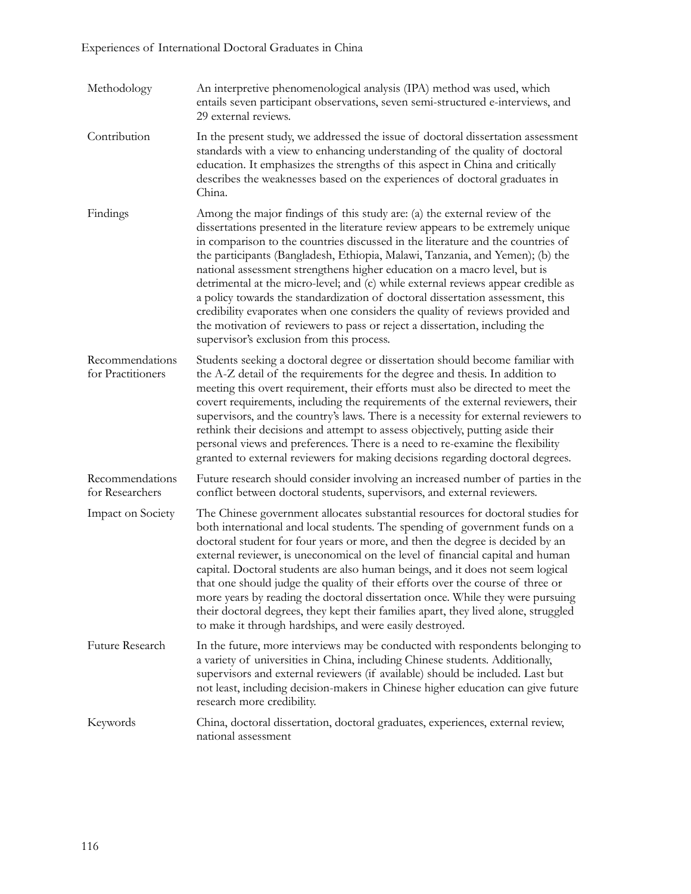| | |
|---|---|
| Methodology | An interpretive phenomenological analysis (IPA) method was used, which entails seven participant observations, seven semi-structured e-interviews, and 29 external reviews. |
| Contribution | In the present study, we addressed the issue of doctoral dissertation assessment standards with a view to enhancing understanding of the quality of doctoral education. It emphasizes the strengths of this aspect in China and critically describes the weaknesses based on the experiences of doctoral graduates in China. |
| Findings | Among the major findings of this study are: (a) the external review of the dissertations presented in the literature review appears to be extremely unique in comparison to the countries discussed in the literature and the countries of the participants (Bangladesh, Ethiopia, Malawi, Tanzania, and Yemen); (b) the national assessment strengthens higher education on a macro level, but is detrimental at the micro-level; and (c) while external reviews appear credible as a policy towards the standardization of doctoral dissertation assessment, this credibility evaporates when one considers the quality of reviews provided and the motivation of reviewers to pass or reject a dissertation, including the supervisor's exclusion from this process. |
| Recommendations for Practitioners | Students seeking a doctoral degree or dissertation should become familiar with the A-Z detail of the requirements for the degree and thesis. In addition to meeting this overt requirement, their efforts must also be directed to meet the covert requirements, including the requirements of the external reviewers, their supervisors, and the country's laws. There is a necessity for external reviewers to rethink their decisions and attempt to assess objectively, putting aside their personal views and preferences. There is a need to re-examine the flexibility granted to external reviewers for making decisions regarding doctoral degrees. |
| Recommendations for Researchers | Future research should consider involving an increased number of parties in the conflict between doctoral students, supervisors, and external reviewers. |
| Impact on Society | The Chinese government allocates substantial resources for doctoral studies for both international and local students. The spending of government funds on a doctoral student for four years or more, and then the degree is decided by an external reviewer, is uneconomical on the level of financial capital and human capital. Doctoral students are also human beings, and it does not seem logical that one should judge the quality of their efforts over the course of three or more years by reading the doctoral dissertation once. While they were pursuing their doctoral degrees, they kept their families apart, they lived alone, struggled to make it through hardships, and were easily destroyed. |
| Future Research | In the future, more interviews may be conducted with respondents belonging to a variety of universities in China, including Chinese students. Additionally, supervisors and external reviewers (if available) should be included. Last but not least, including decision-makers in Chinese higher education can give future research more credibility. |
| Keywords | China, doctoral dissertation, doctoral graduates, experiences, external review, national assessment |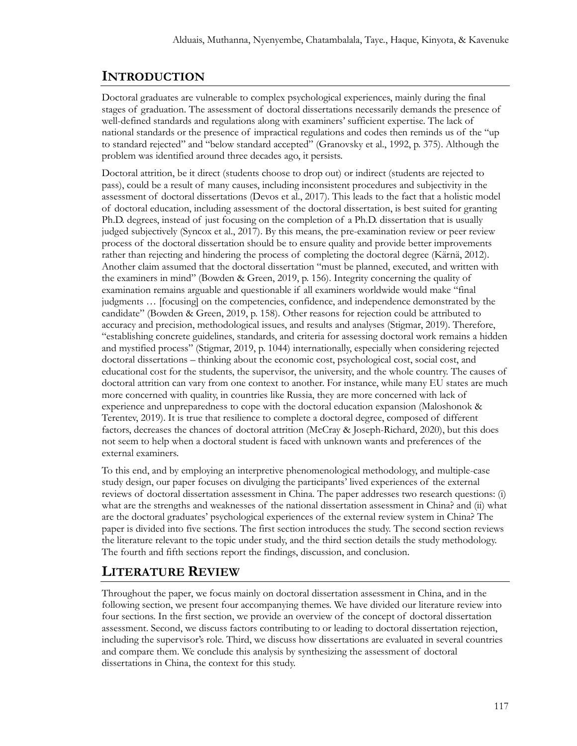## INTRODUCTION

Doctoral graduates are vulnerable to complex psychological experiences, mainly during the final stages of graduation. The assessment of doctoral dissertations necessarily demands the presence of well-defined standards and regulations along with examiners' sufficient expertise. The lack of national standards or the presence of impractical regulations and codes then reminds us of the "up to standard rejected" and "below standard accepted" (Granovsky et al., 1992, p. 375). Although the problem was identified around three decades ago, it persists.

Doctoral attrition, be it direct (students choose to drop out) or indirect (students are rejected to pass), could be a result of many causes, including inconsistent procedures and subjectivity in the assessment of doctoral dissertations (Devos et al., 2017). This leads to the fact that a holistic model of doctoral education, including assessment of the doctoral dissertation, is best suited for granting Ph.D. degrees, instead of just focusing on the completion of a Ph.D. dissertation that is usually judged subjectively (Syncox et al., 2017). By this means, the pre-examination review or peer review process of the doctoral dissertation should be to ensure quality and provide better improvements rather than rejecting and hindering the process of completing the doctoral degree (Kärnä, 2012). Another claim assumed that the doctoral dissertation "must be planned, executed, and written with the examiners in mind" (Bowden & Green, 2019, p. 156). Integrity concerning the quality of examination remains arguable and questionable if all examiners worldwide would make "final judgments … [focusing] on the competencies, confidence, and independence demonstrated by the candidate" (Bowden & Green, 2019, p. 158). Other reasons for rejection could be attributed to accuracy and precision, methodological issues, and results and analyses (Stigmar, 2019). Therefore, "establishing concrete guidelines, standards, and criteria for assessing doctoral work remains a hidden and mystified process" (Stigmar, 2019, p. 1044) internationally, especially when considering rejected doctoral dissertations – thinking about the economic cost, psychological cost, social cost, and educational cost for the students, the supervisor, the university, and the whole country. The causes of doctoral attrition can vary from one context to another. For instance, while many EU states are much more concerned with quality, in countries like Russia, they are more concerned with lack of experience and unpreparedness to cope with the doctoral education expansion (Maloshonok & Terentev, 2019). It is true that resilience to complete a doctoral degree, composed of different factors, decreases the chances of doctoral attrition (McCray & Joseph-Richard, 2020), but this does not seem to help when a doctoral student is faced with unknown wants and preferences of the external examiners.

To this end, and by employing an interpretive phenomenological methodology, and multiple-case study design, our paper focuses on divulging the participants' lived experiences of the external reviews of doctoral dissertation assessment in China. The paper addresses two research questions: (i) what are the strengths and weaknesses of the national dissertation assessment in China? and (ii) what are the doctoral graduates' psychological experiences of the external review system in China? The paper is divided into five sections. The first section introduces the study. The second section reviews the literature relevant to the topic under study, and the third section details the study methodology. The fourth and fifth sections report the findings, discussion, and conclusion.

## LITERATURE REVIEW

Throughout the paper, we focus mainly on doctoral dissertation assessment in China, and in the following section, we present four accompanying themes. We have divided our literature review into four sections. In the first section, we provide an overview of the concept of doctoral dissertation assessment. Second, we discuss factors contributing to or leading to doctoral dissertation rejection, including the supervisor's role. Third, we discuss how dissertations are evaluated in several countries and compare them. We conclude this analysis by synthesizing the assessment of doctoral dissertations in China, the context for this study.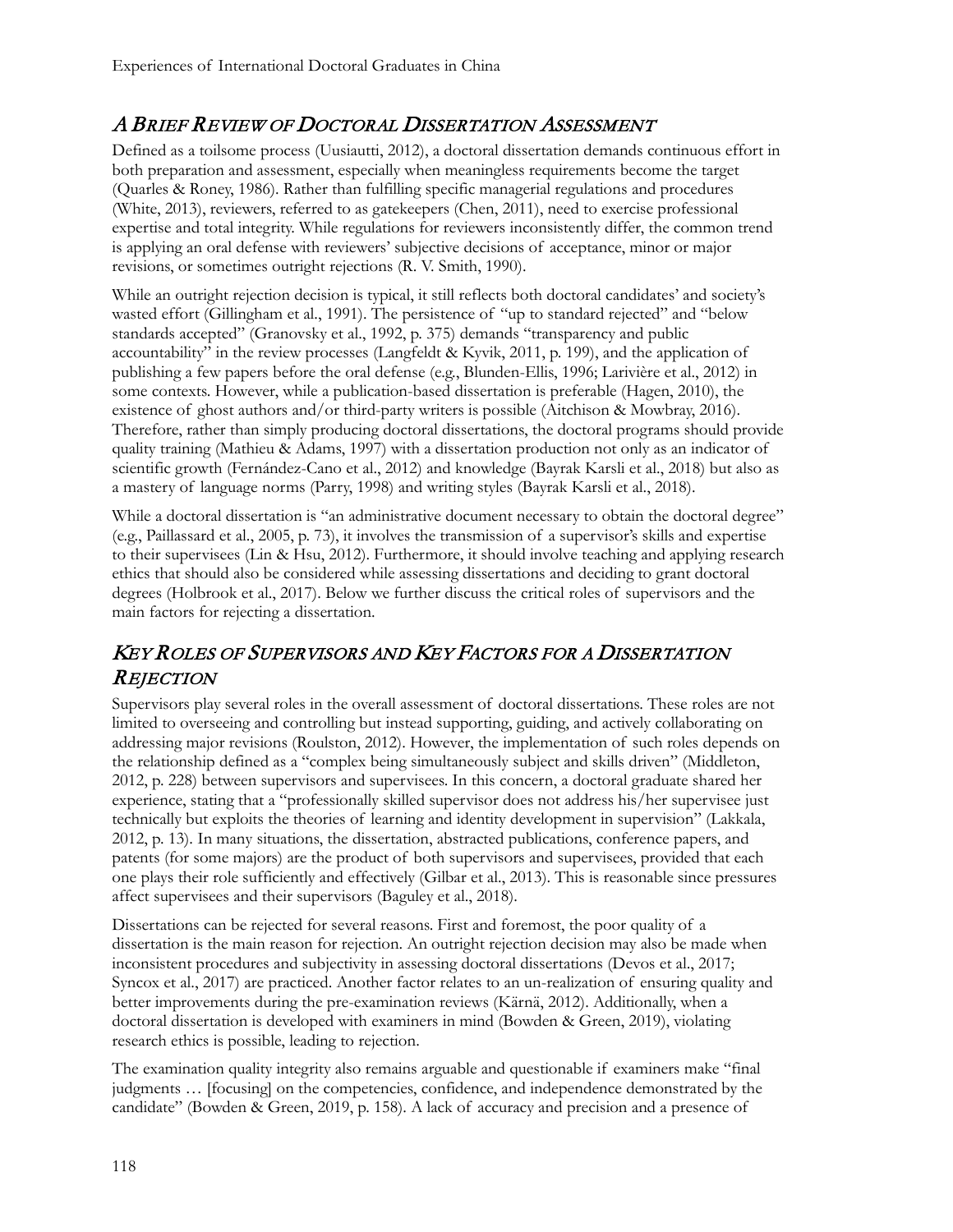## *A Brief Review of Doctoral Dissertation Assessment*

Defined as a toilsome process (Uusiautti, 2012), a doctoral dissertation demands continuous effort in both preparation and assessment, especially when meaningless requirements become the target (Quarles & Roney, 1986). Rather than fulfilling specific managerial regulations and procedures (White, 2013), reviewers, referred to as gatekeepers (Chen, 2011), need to exercise professional expertise and total integrity. While regulations for reviewers inconsistently differ, the common trend is applying an oral defense with reviewers' subjective decisions of acceptance, minor or major revisions, or sometimes outright rejections (R. V. Smith, 1990).

While an outright rejection decision is typical, it still reflects both doctoral candidates' and society's wasted effort (Gillingham et al., 1991). The persistence of "up to standard rejected" and "below standards accepted" (Granovsky et al., 1992, p. 375) demands "transparency and public accountability" in the review processes (Langfeldt & Kyvik, 2011, p. 199), and the application of publishing a few papers before the oral defense (e.g., Blunden-Ellis, 1996; Larivière et al., 2012) in some contexts. However, while a publication-based dissertation is preferable (Hagen, 2010), the existence of ghost authors and/or third-party writers is possible (Aitchison & Mowbray, 2016). Therefore, rather than simply producing doctoral dissertations, the doctoral programs should provide quality training (Mathieu & Adams, 1997) with a dissertation production not only as an indicator of scientific growth (Fernández-Cano et al., 2012) and knowledge (Bayrak Karsli et al., 2018) but also as a mastery of language norms (Parry, 1998) and writing styles (Bayrak Karsli et al., 2018).

While a doctoral dissertation is "an administrative document necessary to obtain the doctoral degree" (e.g., Paillassard et al., 2005, p. 73), it involves the transmission of a supervisor's skills and expertise to their supervisees (Lin & Hsu, 2012). Furthermore, it should involve teaching and applying research ethics that should also be considered while assessing dissertations and deciding to grant doctoral degrees (Holbrook et al., 2017). Below we further discuss the critical roles of supervisors and the main factors for rejecting a dissertation.

## *Key Roles of Supervisors and Key Factors for a Dissertation Rejection*

Supervisors play several roles in the overall assessment of doctoral dissertations. These roles are not limited to overseeing and controlling but instead supporting, guiding, and actively collaborating on addressing major revisions (Roulston, 2012). However, the implementation of such roles depends on the relationship defined as a "complex being simultaneously subject and skills driven" (Middleton, 2012, p. 228) between supervisors and supervisees. In this concern, a doctoral graduate shared her experience, stating that a "professionally skilled supervisor does not address his/her supervisee just technically but exploits the theories of learning and identity development in supervision" (Lakkala, 2012, p. 13). In many situations, the dissertation, abstracted publications, conference papers, and patents (for some majors) are the product of both supervisors and supervisees, provided that each one plays their role sufficiently and effectively (Gilbar et al., 2013). This is reasonable since pressures affect supervisees and their supervisors (Baguley et al., 2018).

Dissertations can be rejected for several reasons. First and foremost, the poor quality of a dissertation is the main reason for rejection. An outright rejection decision may also be made when inconsistent procedures and subjectivity in assessing doctoral dissertations (Devos et al., 2017; Syncox et al., 2017) are practiced. Another factor relates to an un-realization of ensuring quality and better improvements during the pre-examination reviews (Kärnä, 2012). Additionally, when a doctoral dissertation is developed with examiners in mind (Bowden & Green, 2019), violating research ethics is possible, leading to rejection.

The examination quality integrity also remains arguable and questionable if examiners make "final judgments … [focusing] on the competencies, confidence, and independence demonstrated by the candidate" (Bowden & Green, 2019, p. 158). A lack of accuracy and precision and a presence of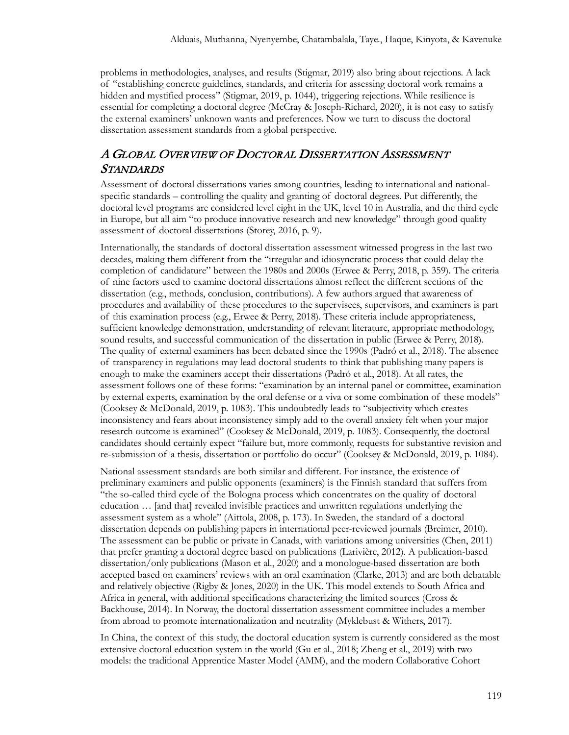problems in methodologies, analyses, and results (Stigmar, 2019) also bring about rejections. A lack of "establishing concrete guidelines, standards, and criteria for assessing doctoral work remains a hidden and mystified process" (Stigmar, 2019, p. 1044), triggering rejections. While resilience is essential for completing a doctoral degree (McCray & Joseph-Richard, 2020), it is not easy to satisfy the external examiners' unknown wants and preferences. Now we turn to discuss the doctoral dissertation assessment standards from a global perspective.

## *A Global Overview of Doctoral Dissertation Assessment Standards*

Assessment of doctoral dissertations varies among countries, leading to international and national-specific standards – controlling the quality and granting of doctoral degrees. Put differently, the doctoral level programs are considered level eight in the UK, level 10 in Australia, and the third cycle in Europe, but all aim "to produce innovative research and new knowledge" through good quality assessment of doctoral dissertations (Storey, 2016, p. 9).

Internationally, the standards of doctoral dissertation assessment witnessed progress in the last two decades, making them different from the "irregular and idiosyncratic process that could delay the completion of candidature" between the 1980s and 2000s (Erwee & Perry, 2018, p. 359). The criteria of nine factors used to examine doctoral dissertations almost reflect the different sections of the dissertation (e.g., methods, conclusion, contributions). A few authors argued that awareness of procedures and availability of these procedures to the supervisees, supervisors, and examiners is part of this examination process (e.g., Erwee & Perry, 2018). These criteria include appropriateness, sufficient knowledge demonstration, understanding of relevant literature, appropriate methodology, sound results, and successful communication of the dissertation in public (Erwee & Perry, 2018). The quality of external examiners has been debated since the 1990s (Padró et al., 2018). The absence of transparency in regulations may lead doctoral students to think that publishing many papers is enough to make the examiners accept their dissertations (Padró et al., 2018). At all rates, the assessment follows one of these forms: "examination by an internal panel or committee, examination by external experts, examination by the oral defense or a viva or some combination of these models" (Cooksey & McDonald, 2019, p. 1083). This undoubtedly leads to "subjectivity which creates inconsistency and fears about inconsistency simply add to the overall anxiety felt when your major research outcome is examined" (Cooksey & McDonald, 2019, p. 1083). Consequently, the doctoral candidates should certainly expect "failure but, more commonly, requests for substantive revision and re-submission of a thesis, dissertation or portfolio do occur" (Cooksey & McDonald, 2019, p. 1084).

National assessment standards are both similar and different. For instance, the existence of preliminary examiners and public opponents (examiners) is the Finnish standard that suffers from "the so-called third cycle of the Bologna process which concentrates on the quality of doctoral education … [and that] revealed invisible practices and unwritten regulations underlying the assessment system as a whole" (Aittola, 2008, p. 173). In Sweden, the standard of a doctoral dissertation depends on publishing papers in international peer-reviewed journals (Breimer, 2010). The assessment can be public or private in Canada, with variations among universities (Chen, 2011) that prefer granting a doctoral degree based on publications (Larivière, 2012). A publication-based dissertation/only publications (Mason et al., 2020) and a monologue-based dissertation are both accepted based on examiners' reviews with an oral examination (Clarke, 2013) and are both debatable and relatively objective (Rigby & Jones, 2020) in the UK. This model extends to South Africa and Africa in general, with additional specifications characterizing the limited sources (Cross & Backhouse, 2014). In Norway, the doctoral dissertation assessment committee includes a member from abroad to promote internationalization and neutrality (Myklebust & Withers, 2017).

In China, the context of this study, the doctoral education system is currently considered as the most extensive doctoral education system in the world (Gu et al., 2018; Zheng et al., 2019) with two models: the traditional Apprentice Master Model (AMM), and the modern Collaborative Cohort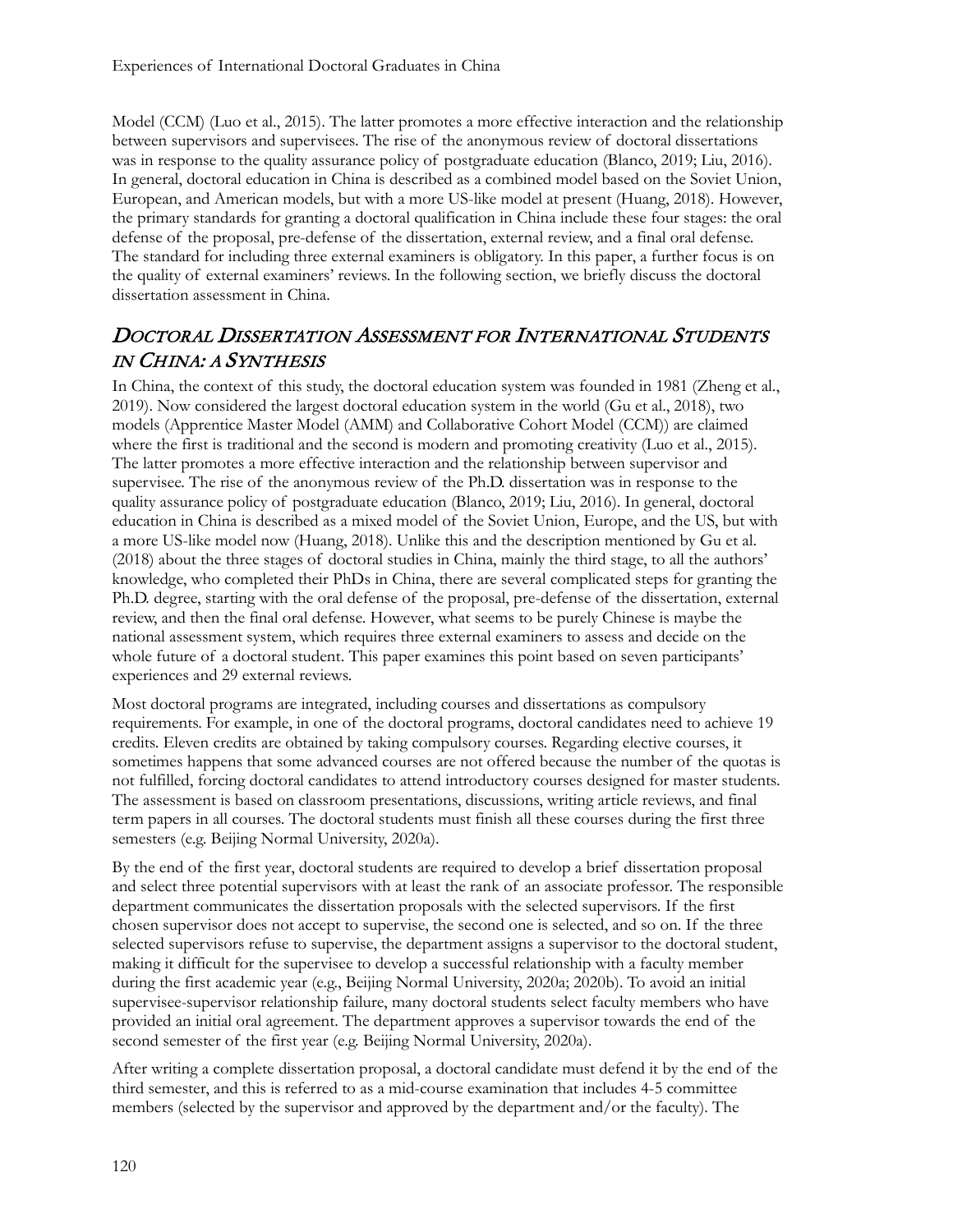Model (CCM) (Luo et al., 2015). The latter promotes a more effective interaction and the relationship between supervisors and supervisees. The rise of the anonymous review of doctoral dissertations was in response to the quality assurance policy of postgraduate education (Blanco, 2019; Liu, 2016). In general, doctoral education in China is described as a combined model based on the Soviet Union, European, and American models, but with a more US-like model at present (Huang, 2018). However, the primary standards for granting a doctoral qualification in China include these four stages: the oral defense of the proposal, pre-defense of the dissertation, external review, and a final oral defense. The standard for including three external examiners is obligatory. In this paper, a further focus is on the quality of external examiners' reviews. In the following section, we briefly discuss the doctoral dissertation assessment in China.

## *DOCTORAL DISSERTATION ASSESSMENT FOR INTERNATIONAL STUDENTS IN CHINA: A SYNTHESIS*

In China, the context of this study, the doctoral education system was founded in 1981 (Zheng et al., 2019). Now considered the largest doctoral education system in the world (Gu et al., 2018), two models (Apprentice Master Model (AMM) and Collaborative Cohort Model (CCM)) are claimed where the first is traditional and the second is modern and promoting creativity (Luo et al., 2015). The latter promotes a more effective interaction and the relationship between supervisor and supervisee. The rise of the anonymous review of the Ph.D. dissertation was in response to the quality assurance policy of postgraduate education (Blanco, 2019; Liu, 2016). In general, doctoral education in China is described as a mixed model of the Soviet Union, Europe, and the US, but with a more US-like model now (Huang, 2018). Unlike this and the description mentioned by Gu et al. (2018) about the three stages of doctoral studies in China, mainly the third stage, to all the authors' knowledge, who completed their PhDs in China, there are several complicated steps for granting the Ph.D. degree, starting with the oral defense of the proposal, pre-defense of the dissertation, external review, and then the final oral defense. However, what seems to be purely Chinese is maybe the national assessment system, which requires three external examiners to assess and decide on the whole future of a doctoral student. This paper examines this point based on seven participants' experiences and 29 external reviews.

Most doctoral programs are integrated, including courses and dissertations as compulsory requirements. For example, in one of the doctoral programs, doctoral candidates need to achieve 19 credits. Eleven credits are obtained by taking compulsory courses. Regarding elective courses, it sometimes happens that some advanced courses are not offered because the number of the quotas is not fulfilled, forcing doctoral candidates to attend introductory courses designed for master students. The assessment is based on classroom presentations, discussions, writing article reviews, and final term papers in all courses. The doctoral students must finish all these courses during the first three semesters (e.g. Beijing Normal University, 2020a).

By the end of the first year, doctoral students are required to develop a brief dissertation proposal and select three potential supervisors with at least the rank of an associate professor. The responsible department communicates the dissertation proposals with the selected supervisors. If the first chosen supervisor does not accept to supervise, the second one is selected, and so on. If the three selected supervisors refuse to supervise, the department assigns a supervisor to the doctoral student, making it difficult for the supervisee to develop a successful relationship with a faculty member during the first academic year (e.g., Beijing Normal University, 2020a; 2020b). To avoid an initial supervisee-supervisor relationship failure, many doctoral students select faculty members who have provided an initial oral agreement. The department approves a supervisor towards the end of the second semester of the first year (e.g. Beijing Normal University, 2020a).

After writing a complete dissertation proposal, a doctoral candidate must defend it by the end of the third semester, and this is referred to as a mid-course examination that includes 4-5 committee members (selected by the supervisor and approved by the department and/or the faculty). The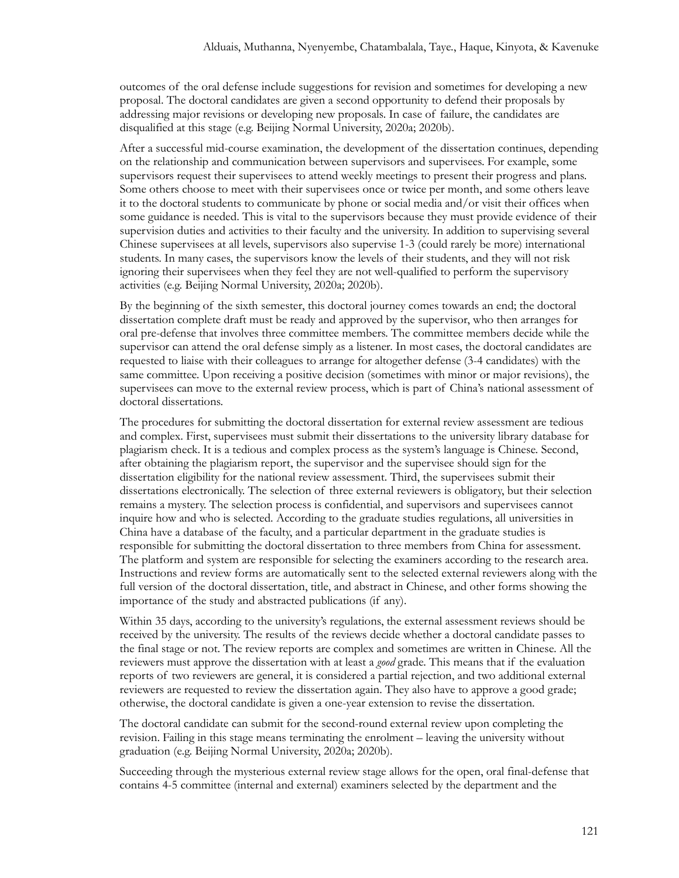outcomes of the oral defense include suggestions for revision and sometimes for developing a new proposal. The doctoral candidates are given a second opportunity to defend their proposals by addressing major revisions or developing new proposals. In case of failure, the candidates are disqualified at this stage (e.g. Beijing Normal University, 2020a; 2020b).

After a successful mid-course examination, the development of the dissertation continues, depending on the relationship and communication between supervisors and supervisees. For example, some supervisors request their supervisees to attend weekly meetings to present their progress and plans. Some others choose to meet with their supervisees once or twice per month, and some others leave it to the doctoral students to communicate by phone or social media and/or visit their offices when some guidance is needed. This is vital to the supervisors because they must provide evidence of their supervision duties and activities to their faculty and the university. In addition to supervising several Chinese supervisees at all levels, supervisors also supervise 1-3 (could rarely be more) international students. In many cases, the supervisors know the levels of their students, and they will not risk ignoring their supervisees when they feel they are not well-qualified to perform the supervisory activities (e.g. Beijing Normal University, 2020a; 2020b).

By the beginning of the sixth semester, this doctoral journey comes towards an end; the doctoral dissertation complete draft must be ready and approved by the supervisor, who then arranges for oral pre-defense that involves three committee members. The committee members decide while the supervisor can attend the oral defense simply as a listener. In most cases, the doctoral candidates are requested to liaise with their colleagues to arrange for altogether defense (3-4 candidates) with the same committee. Upon receiving a positive decision (sometimes with minor or major revisions), the supervisees can move to the external review process, which is part of China's national assessment of doctoral dissertations.

The procedures for submitting the doctoral dissertation for external review assessment are tedious and complex. First, supervisees must submit their dissertations to the university library database for plagiarism check. It is a tedious and complex process as the system's language is Chinese. Second, after obtaining the plagiarism report, the supervisor and the supervisee should sign for the dissertation eligibility for the national review assessment. Third, the supervisees submit their dissertations electronically. The selection of three external reviewers is obligatory, but their selection remains a mystery. The selection process is confidential, and supervisors and supervisees cannot inquire how and who is selected. According to the graduate studies regulations, all universities in China have a database of the faculty, and a particular department in the graduate studies is responsible for submitting the doctoral dissertation to three members from China for assessment. The platform and system are responsible for selecting the examiners according to the research area. Instructions and review forms are automatically sent to the selected external reviewers along with the full version of the doctoral dissertation, title, and abstract in Chinese, and other forms showing the importance of the study and abstracted publications (if any).

Within 35 days, according to the university's regulations, the external assessment reviews should be received by the university. The results of the reviews decide whether a doctoral candidate passes to the final stage or not. The review reports are complex and sometimes are written in Chinese. All the reviewers must approve the dissertation with at least a *good* grade. This means that if the evaluation reports of two reviewers are general, it is considered a partial rejection, and two additional external reviewers are requested to review the dissertation again. They also have to approve a good grade; otherwise, the doctoral candidate is given a one-year extension to revise the dissertation.

The doctoral candidate can submit for the second-round external review upon completing the revision. Failing in this stage means terminating the enrolment – leaving the university without graduation (e.g. Beijing Normal University, 2020a; 2020b).

Succeeding through the mysterious external review stage allows for the open, oral final-defense that contains 4-5 committee (internal and external) examiners selected by the department and the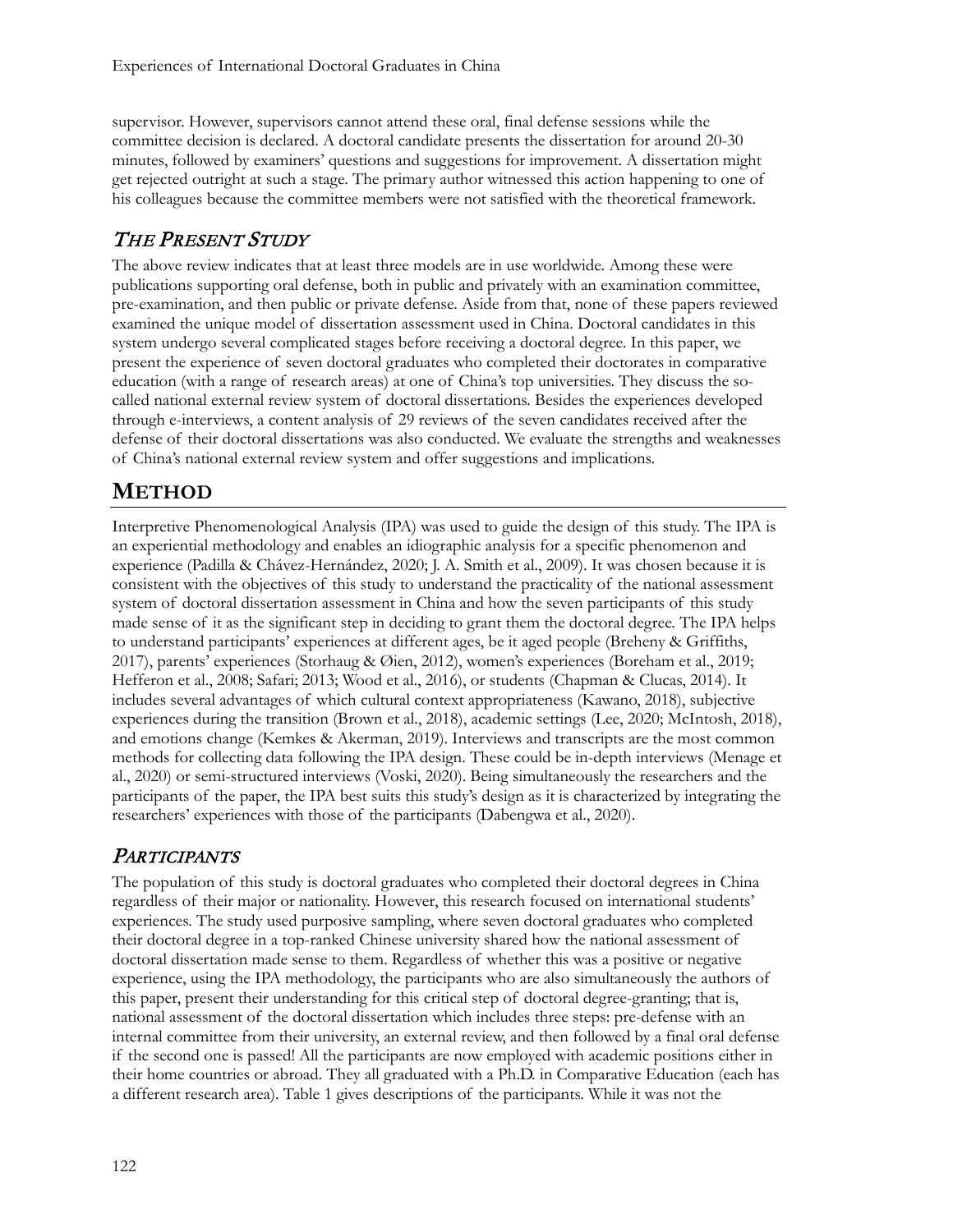supervisor. However, supervisors cannot attend these oral, final defense sessions while the committee decision is declared. A doctoral candidate presents the dissertation for around 20-30 minutes, followed by examiners' questions and suggestions for improvement. A dissertation might get rejected outright at such a stage. The primary author witnessed this action happening to one of his colleagues because the committee members were not satisfied with the theoretical framework.

### *The Present Study*

The above review indicates that at least three models are in use worldwide. Among these were publications supporting oral defense, both in public and privately with an examination committee, pre-examination, and then public or private defense. Aside from that, none of these papers reviewed examined the unique model of dissertation assessment used in China. Doctoral candidates in this system undergo several complicated stages before receiving a doctoral degree. In this paper, we present the experience of seven doctoral graduates who completed their doctorates in comparative education (with a range of research areas) at one of China's top universities. They discuss the so-called national external review system of doctoral dissertations. Besides the experiences developed through e-interviews, a content analysis of 29 reviews of the seven candidates received after the defense of their doctoral dissertations was also conducted. We evaluate the strengths and weaknesses of China's national external review system and offer suggestions and implications.

## **Method**

Interpretive Phenomenological Analysis (IPA) was used to guide the design of this study. The IPA is an experiential methodology and enables an idiographic analysis for a specific phenomenon and experience (Padilla & Chávez-Hernández, 2020; J. A. Smith et al., 2009). It was chosen because it is consistent with the objectives of this study to understand the practicality of the national assessment system of doctoral dissertation assessment in China and how the seven participants of this study made sense of it as the significant step in deciding to grant them the doctoral degree. The IPA helps to understand participants' experiences at different ages, be it aged people (Breheny & Griffiths, 2017), parents' experiences (Storhaug & Øien, 2012), women's experiences (Boreham et al., 2019; Hefferon et al., 2008; Safari; 2013; Wood et al., 2016), or students (Chapman & Clucas, 2014). It includes several advantages of which cultural context appropriateness (Kawano, 2018), subjective experiences during the transition (Brown et al., 2018), academic settings (Lee, 2020; McIntosh, 2018), and emotions change (Kemkes & Akerman, 2019). Interviews and transcripts are the most common methods for collecting data following the IPA design. These could be in-depth interviews (Menage et al., 2020) or semi-structured interviews (Voski, 2020). Being simultaneously the researchers and the participants of the paper, the IPA best suits this study's design as it is characterized by integrating the researchers' experiences with those of the participants (Dabengwa et al., 2020).

### *Participants*

The population of this study is doctoral graduates who completed their doctoral degrees in China regardless of their major or nationality. However, this research focused on international students' experiences. The study used purposive sampling, where seven doctoral graduates who completed their doctoral degree in a top-ranked Chinese university shared how the national assessment of doctoral dissertation made sense to them. Regardless of whether this was a positive or negative experience, using the IPA methodology, the participants who are also simultaneously the authors of this paper, present their understanding for this critical step of doctoral degree-granting; that is, national assessment of the doctoral dissertation which includes three steps: pre-defense with an internal committee from their university, an external review, and then followed by a final oral defense if the second one is passed! All the participants are now employed with academic positions either in their home countries or abroad. They all graduated with a Ph.D. in Comparative Education (each has a different research area). Table 1 gives descriptions of the participants. While it was not the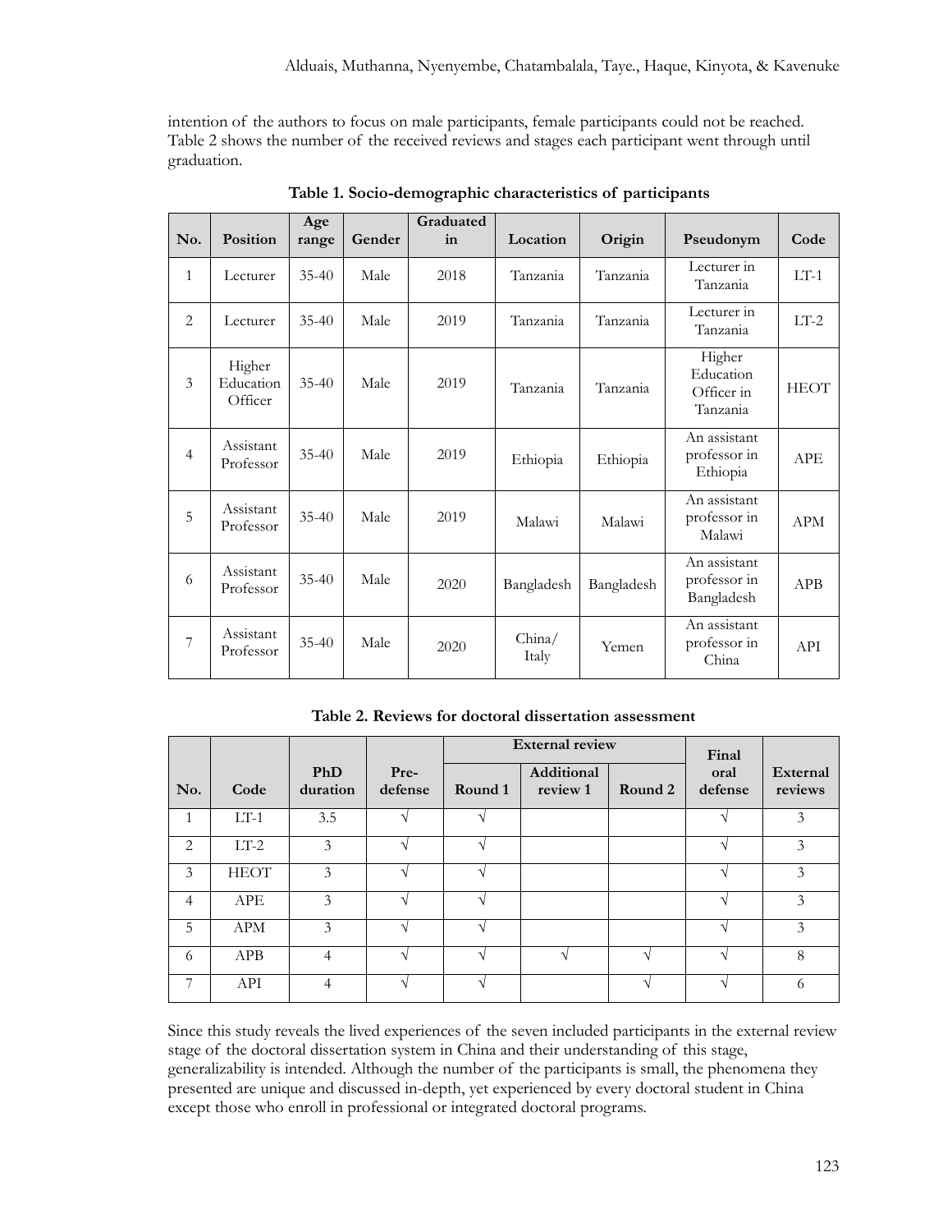intention of the authors to focus on male participants, female participants could not be reached. Table 2 shows the number of the received reviews and stages each participant went through until graduation.

**Table 1. Socio-demographic characteristics of participants**

| No. | Position | Age range | Gender | Graduated in | Location | Origin | Pseudonym | Code |
|---|---|---|---|---|---|---|---|---|
| 1 | Lecturer | 35-40 | Male | 2018 | Tanzania | Tanzania | Lecturer in Tanzania | LT-1 |
| 2 | Lecturer | 35-40 | Male | 2019 | Tanzania | Tanzania | Lecturer in Tanzania | LT-2 |
| 3 | Higher Education Officer | 35-40 | Male | 2019 | Tanzania | Tanzania | Higher Education Officer in Tanzania | HEOT |
| 4 | Assistant Professor | 35-40 | Male | 2019 | Ethiopia | Ethiopia | An assistant professor in Ethiopia | APE |
| 5 | Assistant Professor | 35-40 | Male | 2019 | Malawi | Malawi | An assistant professor in Malawi | APM |
| 6 | Assistant Professor | 35-40 | Male | 2020 | Bangladesh | Bangladesh | An assistant professor in Bangladesh | APB |
| 7 | Assistant Professor | 35-40 | Male | 2020 | China/ Italy | Yemen | An assistant professor in China | API |

**Table 2. Reviews for doctoral dissertation assessment**

| No. | Code | PhD duration | Pre-defense | External review | | | Final oral defense | External reviews |
|---|---|---|---|---|---|---|---|---|
| | | | | Round 1 | Additional review 1 | Round 2 | | |
| 1 | LT-1 | 3.5 | √ | √ | | | √ | 3 |
| 2 | LT-2 | 3 | √ | √ | | | √ | 3 |
| 3 | HEOT | 3 | √ | √ | | | √ | 3 |
| 4 | APE | 3 | √ | √ | | | √ | 3 |
| 5 | APM | 3 | √ | √ | | | √ | 3 |
| 6 | APB | 4 | √ | √ | √ | √ | √ | 8 |
| 7 | API | 4 | √ | √ | | √ | √ | 6 |

Since this study reveals the lived experiences of the seven included participants in the external review stage of the doctoral dissertation system in China and their understanding of this stage, generalizability is intended. Although the number of the participants is small, the phenomena they presented are unique and discussed in-depth, yet experienced by every doctoral student in China except those who enroll in professional or integrated doctoral programs.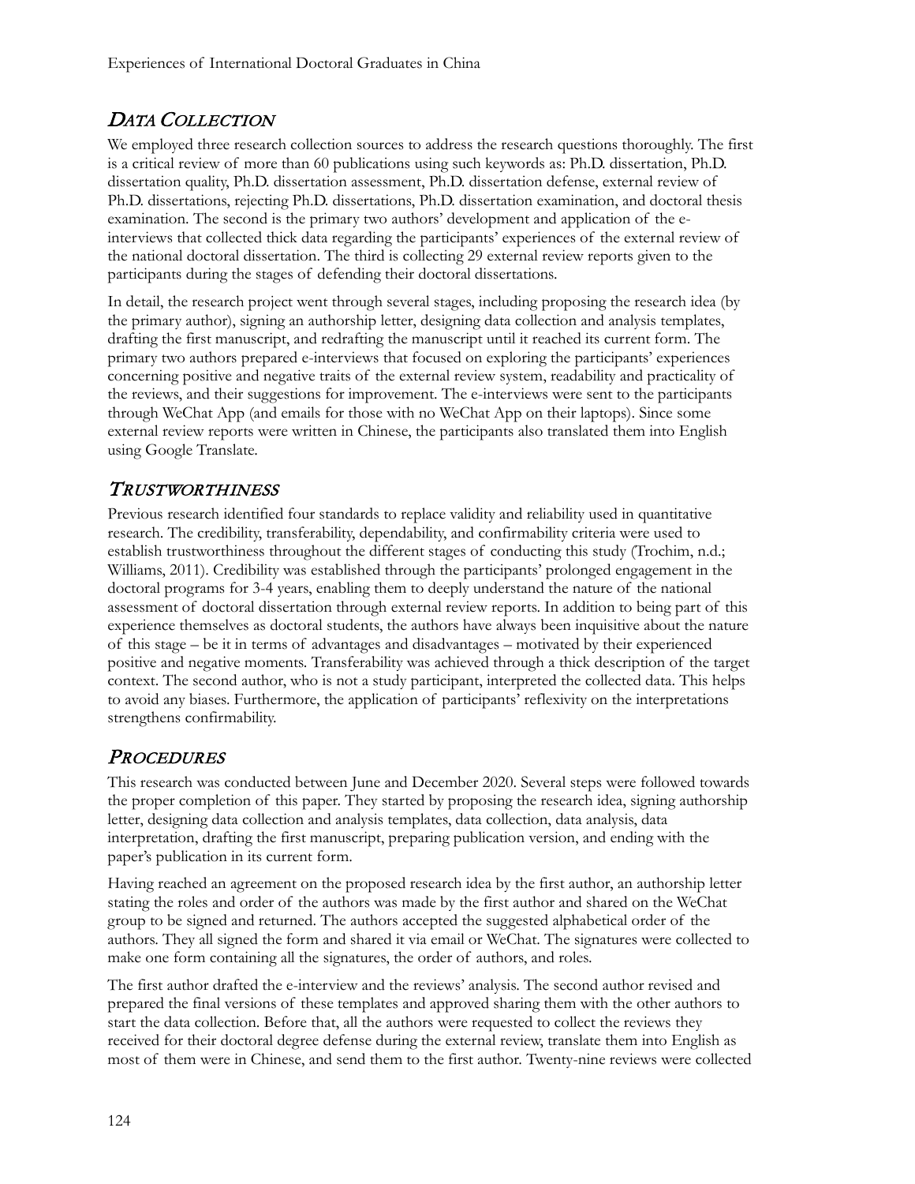## *Data Collection*

We employed three research collection sources to address the research questions thoroughly. The first is a critical review of more than 60 publications using such keywords as: Ph.D. dissertation, Ph.D. dissertation quality, Ph.D. dissertation assessment, Ph.D. dissertation defense, external review of Ph.D. dissertations, rejecting Ph.D. dissertations, Ph.D. dissertation examination, and doctoral thesis examination. The second is the primary two authors' development and application of the e-interviews that collected thick data regarding the participants' experiences of the external review of the national doctoral dissertation. The third is collecting 29 external review reports given to the participants during the stages of defending their doctoral dissertations.

In detail, the research project went through several stages, including proposing the research idea (by the primary author), signing an authorship letter, designing data collection and analysis templates, drafting the first manuscript, and redrafting the manuscript until it reached its current form. The primary two authors prepared e-interviews that focused on exploring the participants' experiences concerning positive and negative traits of the external review system, readability and practicality of the reviews, and their suggestions for improvement. The e-interviews were sent to the participants through WeChat App (and emails for those with no WeChat App on their laptops). Since some external review reports were written in Chinese, the participants also translated them into English using Google Translate.

## *Trustworthiness*

Previous research identified four standards to replace validity and reliability used in quantitative research. The credibility, transferability, dependability, and confirmability criteria were used to establish trustworthiness throughout the different stages of conducting this study (Trochim, n.d.; Williams, 2011). Credibility was established through the participants' prolonged engagement in the doctoral programs for 3-4 years, enabling them to deeply understand the nature of the national assessment of doctoral dissertation through external review reports. In addition to being part of this experience themselves as doctoral students, the authors have always been inquisitive about the nature of this stage – be it in terms of advantages and disadvantages – motivated by their experienced positive and negative moments. Transferability was achieved through a thick description of the target context. The second author, who is not a study participant, interpreted the collected data. This helps to avoid any biases. Furthermore, the application of participants' reflexivity on the interpretations strengthens confirmability.

## *Procedures*

This research was conducted between June and December 2020. Several steps were followed towards the proper completion of this paper. They started by proposing the research idea, signing authorship letter, designing data collection and analysis templates, data collection, data analysis, data interpretation, drafting the first manuscript, preparing publication version, and ending with the paper's publication in its current form.

Having reached an agreement on the proposed research idea by the first author, an authorship letter stating the roles and order of the authors was made by the first author and shared on the WeChat group to be signed and returned. The authors accepted the suggested alphabetical order of the authors. They all signed the form and shared it via email or WeChat. The signatures were collected to make one form containing all the signatures, the order of authors, and roles.

The first author drafted the e-interview and the reviews' analysis. The second author revised and prepared the final versions of these templates and approved sharing them with the other authors to start the data collection. Before that, all the authors were requested to collect the reviews they received for their doctoral degree defense during the external review, translate them into English as most of them were in Chinese, and send them to the first author. Twenty-nine reviews were collected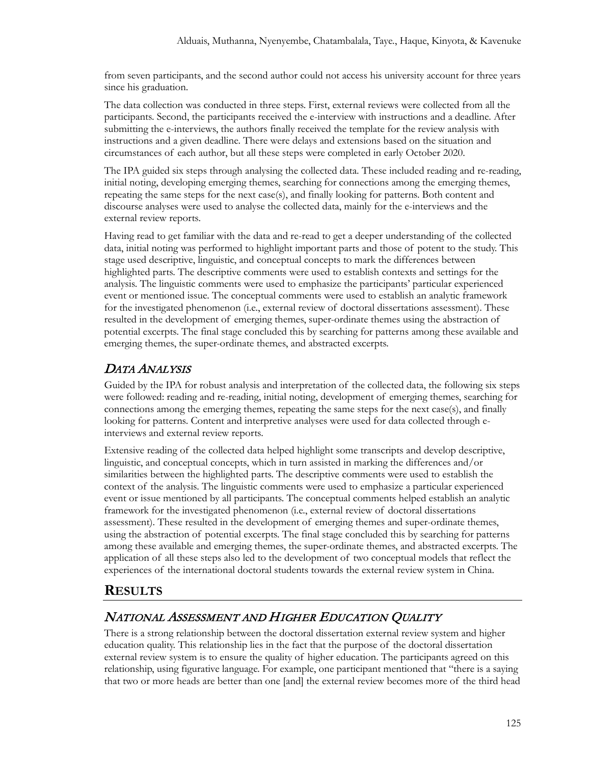from seven participants, and the second author could not access his university account for three years since his graduation.

The data collection was conducted in three steps. First, external reviews were collected from all the participants. Second, the participants received the e-interview with instructions and a deadline. After submitting the e-interviews, the authors finally received the template for the review analysis with instructions and a given deadline. There were delays and extensions based on the situation and circumstances of each author, but all these steps were completed in early October 2020.

The IPA guided six steps through analysing the collected data. These included reading and re-reading, initial noting, developing emerging themes, searching for connections among the emerging themes, repeating the same steps for the next case(s), and finally looking for patterns. Both content and discourse analyses were used to analyse the collected data, mainly for the e-interviews and the external review reports.

Having read to get familiar with the data and re-read to get a deeper understanding of the collected data, initial noting was performed to highlight important parts and those of potent to the study. This stage used descriptive, linguistic, and conceptual concepts to mark the differences between highlighted parts. The descriptive comments were used to establish contexts and settings for the analysis. The linguistic comments were used to emphasize the participants' particular experienced event or mentioned issue. The conceptual comments were used to establish an analytic framework for the investigated phenomenon (i.e., external review of doctoral dissertations assessment). These resulted in the development of emerging themes, super-ordinate themes using the abstraction of potential excerpts. The final stage concluded this by searching for patterns among these available and emerging themes, the super-ordinate themes, and abstracted excerpts.

## *Data Analysis*

Guided by the IPA for robust analysis and interpretation of the collected data, the following six steps were followed: reading and re-reading, initial noting, development of emerging themes, searching for connections among the emerging themes, repeating the same steps for the next case(s), and finally looking for patterns. Content and interpretive analyses were used for data collected through e-interviews and external review reports.

Extensive reading of the collected data helped highlight some transcripts and develop descriptive, linguistic, and conceptual concepts, which in turn assisted in marking the differences and/or similarities between the highlighted parts. The descriptive comments were used to establish the context of the analysis. The linguistic comments were used to emphasize a particular experienced event or issue mentioned by all participants. The conceptual comments helped establish an analytic framework for the investigated phenomenon (i.e., external review of doctoral dissertations assessment). These resulted in the development of emerging themes and super-ordinate themes, using the abstraction of potential excerpts. The final stage concluded this by searching for patterns among these available and emerging themes, the super-ordinate themes, and abstracted excerpts. The application of all these steps also led to the development of two conceptual models that reflect the experiences of the international doctoral students towards the external review system in China.

# **Results**

## *National Assessment and Higher Education Quality*

There is a strong relationship between the doctoral dissertation external review system and higher education quality. This relationship lies in the fact that the purpose of the doctoral dissertation external review system is to ensure the quality of higher education. The participants agreed on this relationship, using figurative language. For example, one participant mentioned that "there is a saying that two or more heads are better than one [and] the external review becomes more of the third head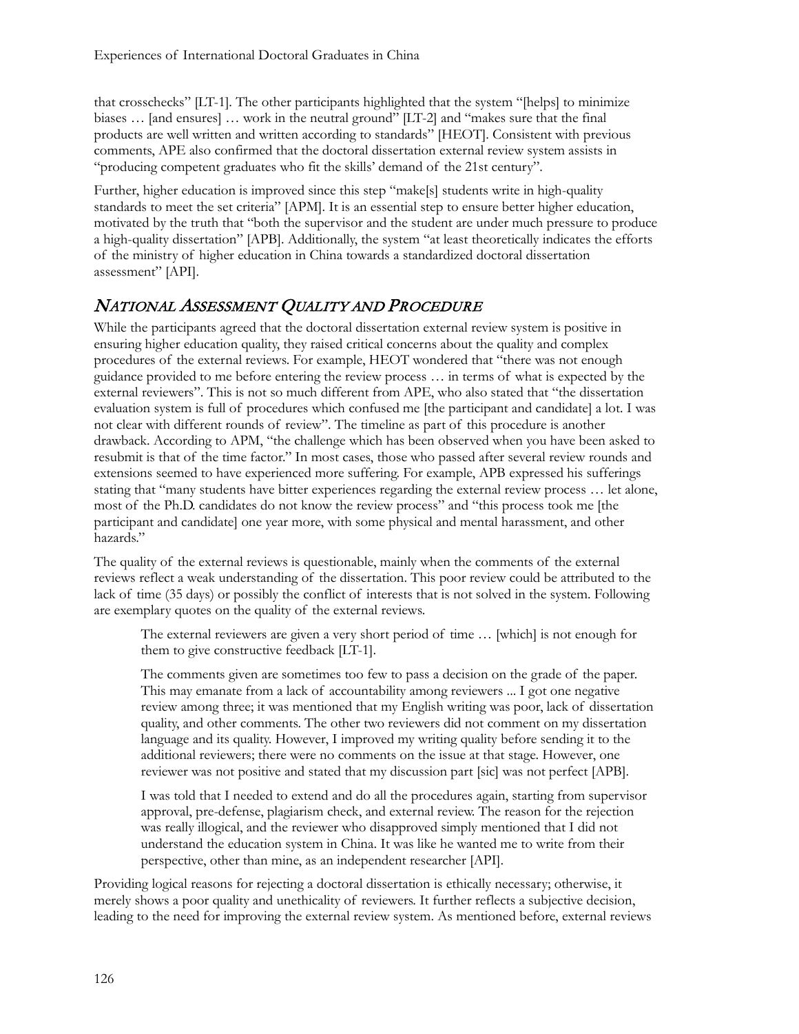that crosschecks" [LT-1]. The other participants highlighted that the system "[helps] to minimize biases … [and ensures] … work in the neutral ground" [LT-2] and "makes sure that the final products are well written and written according to standards" [HEOT]. Consistent with previous comments, APE also confirmed that the doctoral dissertation external review system assists in "producing competent graduates who fit the skills' demand of the 21st century".

Further, higher education is improved since this step "make[s] students write in high-quality standards to meet the set criteria" [APM]. It is an essential step to ensure better higher education, motivated by the truth that "both the supervisor and the student are under much pressure to produce a high-quality dissertation" [APB]. Additionally, the system "at least theoretically indicates the efforts of the ministry of higher education in China towards a standardized doctoral dissertation assessment" [API].

## *National Assessment Quality and Procedure*

While the participants agreed that the doctoral dissertation external review system is positive in ensuring higher education quality, they raised critical concerns about the quality and complex procedures of the external reviews. For example, HEOT wondered that "there was not enough guidance provided to me before entering the review process … in terms of what is expected by the external reviewers". This is not so much different from APE, who also stated that "the dissertation evaluation system is full of procedures which confused me [the participant and candidate] a lot. I was not clear with different rounds of review". The timeline as part of this procedure is another drawback. According to APM, "the challenge which has been observed when you have been asked to resubmit is that of the time factor." In most cases, those who passed after several review rounds and extensions seemed to have experienced more suffering. For example, APB expressed his sufferings stating that "many students have bitter experiences regarding the external review process … let alone, most of the Ph.D. candidates do not know the review process" and "this process took me [the participant and candidate] one year more, with some physical and mental harassment, and other hazards."

The quality of the external reviews is questionable, mainly when the comments of the external reviews reflect a weak understanding of the dissertation. This poor review could be attributed to the lack of time (35 days) or possibly the conflict of interests that is not solved in the system. Following are exemplary quotes on the quality of the external reviews.

> The external reviewers are given a very short period of time … [which] is not enough for them to give constructive feedback [LT-1].
>
> The comments given are sometimes too few to pass a decision on the grade of the paper. This may emanate from a lack of accountability among reviewers ... I got one negative review among three; it was mentioned that my English writing was poor, lack of dissertation quality, and other comments. The other two reviewers did not comment on my dissertation language and its quality. However, I improved my writing quality before sending it to the additional reviewers; there were no comments on the issue at that stage. However, one reviewer was not positive and stated that my discussion part [sic] was not perfect [APB].
>
> I was told that I needed to extend and do all the procedures again, starting from supervisor approval, pre-defense, plagiarism check, and external review. The reason for the rejection was really illogical, and the reviewer who disapproved simply mentioned that I did not understand the education system in China. It was like he wanted me to write from their perspective, other than mine, as an independent researcher [API].

Providing logical reasons for rejecting a doctoral dissertation is ethically necessary; otherwise, it merely shows a poor quality and unethicality of reviewers. It further reflects a subjective decision, leading to the need for improving the external review system. As mentioned before, external reviews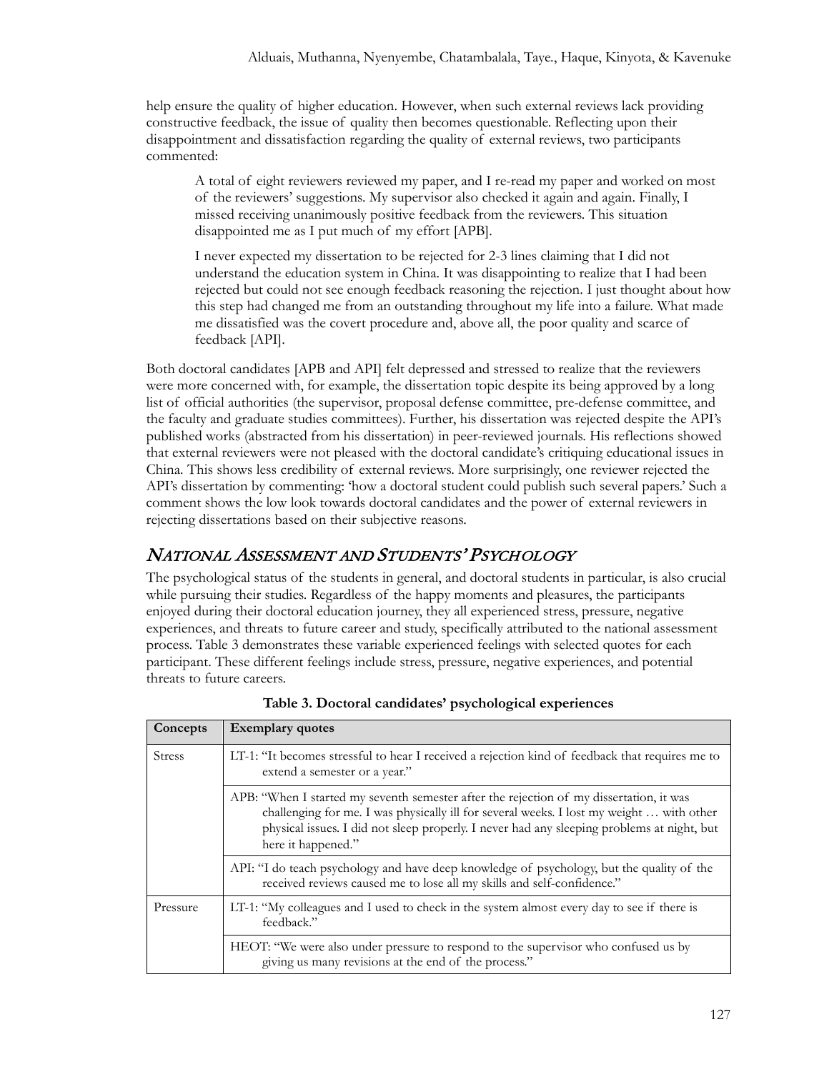help ensure the quality of higher education. However, when such external reviews lack providing constructive feedback, the issue of quality then becomes questionable. Reflecting upon their disappointment and dissatisfaction regarding the quality of external reviews, two participants commented:

> A total of eight reviewers reviewed my paper, and I re-read my paper and worked on most of the reviewers' suggestions. My supervisor also checked it again and again. Finally, I missed receiving unanimously positive feedback from the reviewers. This situation disappointed me as I put much of my effort [APB].

> I never expected my dissertation to be rejected for 2-3 lines claiming that I did not understand the education system in China. It was disappointing to realize that I had been rejected but could not see enough feedback reasoning the rejection. I just thought about how this step had changed me from an outstanding throughout my life into a failure. What made me dissatisfied was the covert procedure and, above all, the poor quality and scarce of feedback [API].

Both doctoral candidates [APB and API] felt depressed and stressed to realize that the reviewers were more concerned with, for example, the dissertation topic despite its being approved by a long list of official authorities (the supervisor, proposal defense committee, pre-defense committee, and the faculty and graduate studies committees). Further, his dissertation was rejected despite the API's published works (abstracted from his dissertation) in peer-reviewed journals. His reflections showed that external reviewers were not pleased with the doctoral candidate's critiquing educational issues in China. This shows less credibility of external reviews. More surprisingly, one reviewer rejected the API's dissertation by commenting: 'how a doctoral student could publish such several papers.' Such a comment shows the low look towards doctoral candidates and the power of external reviewers in rejecting dissertations based on their subjective reasons.

## *National Assessment and Students' Psychology*

The psychological status of the students in general, and doctoral students in particular, is also crucial while pursuing their studies. Regardless of the happy moments and pleasures, the participants enjoyed during their doctoral education journey, they all experienced stress, pressure, negative experiences, and threats to future career and study, specifically attributed to the national assessment process. Table 3 demonstrates these variable experienced feelings with selected quotes for each participant. These different feelings include stress, pressure, negative experiences, and potential threats to future careers.

**Table 3. Doctoral candidates' psychological experiences**

| Concepts | Exemplary quotes |
|---|---|
| Stress | LT-1: "It becomes stressful to hear I received a rejection kind of feedback that requires me to extend a semester or a year." |
| | APB: "When I started my seventh semester after the rejection of my dissertation, it was challenging for me. I was physically ill for several weeks. I lost my weight … with other physical issues. I did not sleep properly. I never had any sleeping problems at night, but here it happened." |
| | API: "I do teach psychology and have deep knowledge of psychology, but the quality of the received reviews caused me to lose all my skills and self-confidence." |
| Pressure | LT-1: "My colleagues and I used to check in the system almost every day to see if there is feedback." |
| | HEOT: "We were also under pressure to respond to the supervisor who confused us by giving us many revisions at the end of the process." |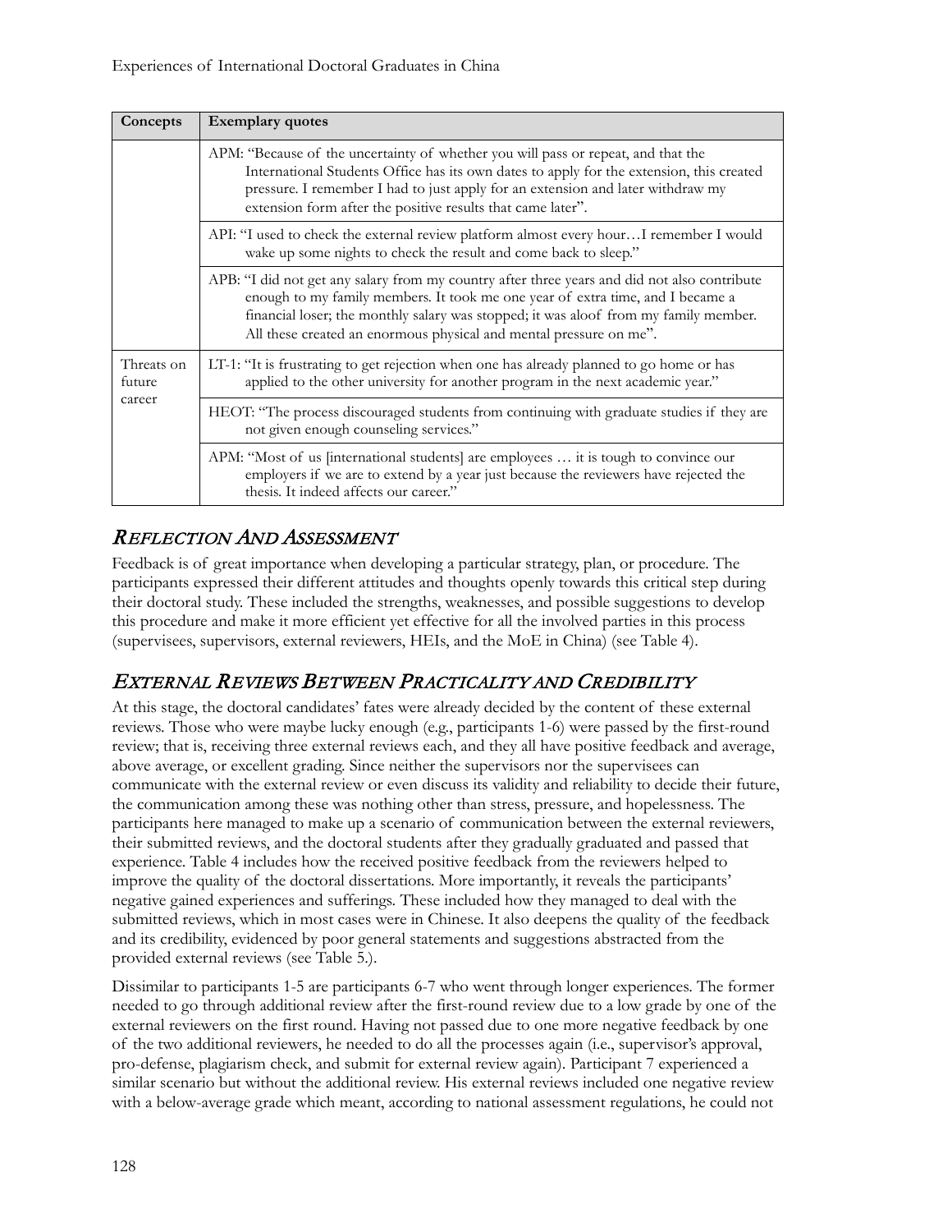| Concepts | Exemplary quotes |
|---|---|
| | APM: "Because of the uncertainty of whether you will pass or repeat, and that the International Students Office has its own dates to apply for the extension, this created pressure. I remember I had to just apply for an extension and later withdraw my extension form after the positive results that came later". |
| | API: "I used to check the external review platform almost every hour…I remember I would wake up some nights to check the result and come back to sleep." |
| | APB: "I did not get any salary from my country after three years and did not also contribute enough to my family members. It took me one year of extra time, and I became a financial loser; the monthly salary was stopped; it was aloof from my family member. All these created an enormous physical and mental pressure on me". |
| Threats on future career | LT-1: "It is frustrating to get rejection when one has already planned to go home or has applied to the other university for another program in the next academic year." |
| | HEOT: "The process discouraged students from continuing with graduate studies if they are not given enough counseling services." |
| | APM: "Most of us [international students] are employees … it is tough to convince our employers if we are to extend by a year just because the reviewers have rejected the thesis. It indeed affects our career." |

## *Reflection And Assessment*

Feedback is of great importance when developing a particular strategy, plan, or procedure. The participants expressed their different attitudes and thoughts openly towards this critical step during their doctoral study. These included the strengths, weaknesses, and possible suggestions to develop this procedure and make it more efficient yet effective for all the involved parties in this process (supervisees, supervisors, external reviewers, HEIs, and the MoE in China) (see Table 4).

## *External Reviews Between Practicality And Credibility*

At this stage, the doctoral candidates' fates were already decided by the content of these external reviews. Those who were maybe lucky enough (e.g., participants 1-6) were passed by the first-round review; that is, receiving three external reviews each, and they all have positive feedback and average, above average, or excellent grading. Since neither the supervisors nor the supervisees can communicate with the external review or even discuss its validity and reliability to decide their future, the communication among these was nothing other than stress, pressure, and hopelessness. The participants here managed to make up a scenario of communication between the external reviewers, their submitted reviews, and the doctoral students after they gradually graduated and passed that experience. Table 4 includes how the received positive feedback from the reviewers helped to improve the quality of the doctoral dissertations. More importantly, it reveals the participants' negative gained experiences and sufferings. These included how they managed to deal with the submitted reviews, which in most cases were in Chinese. It also deepens the quality of the feedback and its credibility, evidenced by poor general statements and suggestions abstracted from the provided external reviews (see Table 5.).

Dissimilar to participants 1-5 are participants 6-7 who went through longer experiences. The former needed to go through additional review after the first-round review due to a low grade by one of the external reviewers on the first round. Having not passed due to one more negative feedback by one of the two additional reviewers, he needed to do all the processes again (i.e., supervisor's approval, pro-defense, plagiarism check, and submit for external review again). Participant 7 experienced a similar scenario but without the additional review. His external reviews included one negative review with a below-average grade which meant, according to national assessment regulations, he could not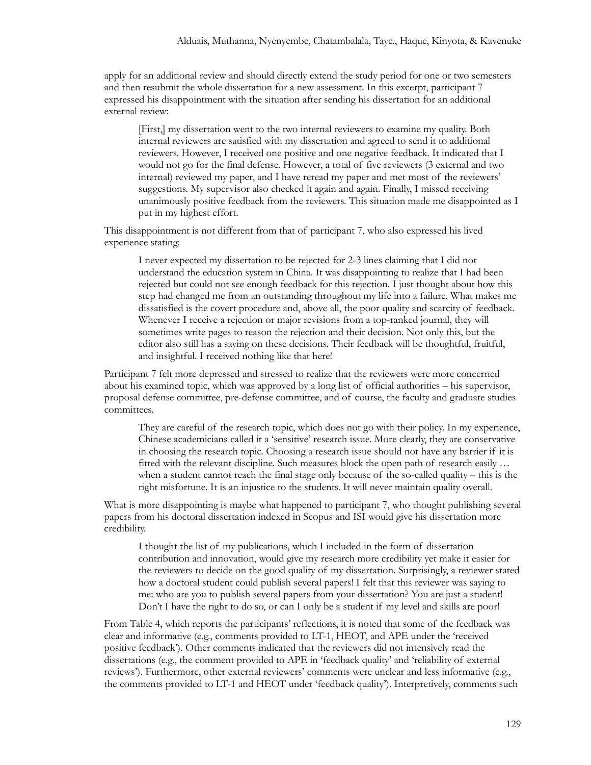apply for an additional review and should directly extend the study period for one or two semesters and then resubmit the whole dissertation for a new assessment. In this excerpt, participant 7 expressed his disappointment with the situation after sending his dissertation for an additional external review:

> [First,] my dissertation went to the two internal reviewers to examine my quality. Both internal reviewers are satisfied with my dissertation and agreed to send it to additional reviewers. However, I received one positive and one negative feedback. It indicated that I would not go for the final defense. However, a total of five reviewers (3 external and two internal) reviewed my paper, and I have reread my paper and met most of the reviewers' suggestions. My supervisor also checked it again and again. Finally, I missed receiving unanimously positive feedback from the reviewers. This situation made me disappointed as I put in my highest effort.

This disappointment is not different from that of participant 7, who also expressed his lived experience stating:

> I never expected my dissertation to be rejected for 2-3 lines claiming that I did not understand the education system in China. It was disappointing to realize that I had been rejected but could not see enough feedback for this rejection. I just thought about how this step had changed me from an outstanding throughout my life into a failure. What makes me dissatisfied is the covert procedure and, above all, the poor quality and scarcity of feedback. Whenever I receive a rejection or major revisions from a top-ranked journal, they will sometimes write pages to reason the rejection and their decision. Not only this, but the editor also still has a saying on these decisions. Their feedback will be thoughtful, fruitful, and insightful. I received nothing like that here!

Participant 7 felt more depressed and stressed to realize that the reviewers were more concerned about his examined topic, which was approved by a long list of official authorities – his supervisor, proposal defense committee, pre-defense committee, and of course, the faculty and graduate studies committees.

> They are careful of the research topic, which does not go with their policy. In my experience, Chinese academicians called it a 'sensitive' research issue. More clearly, they are conservative in choosing the research topic. Choosing a research issue should not have any barrier if it is fitted with the relevant discipline. Such measures block the open path of research easily … when a student cannot reach the final stage only because of the so-called quality – this is the right misfortune. It is an injustice to the students. It will never maintain quality overall.

What is more disappointing is maybe what happened to participant 7, who thought publishing several papers from his doctoral dissertation indexed in Scopus and ISI would give his dissertation more credibility.

> I thought the list of my publications, which I included in the form of dissertation contribution and innovation, would give my research more credibility yet make it easier for the reviewers to decide on the good quality of my dissertation. Surprisingly, a reviewer stated how a doctoral student could publish several papers! I felt that this reviewer was saying to me: who are you to publish several papers from your dissertation? You are just a student! Don't I have the right to do so, or can I only be a student if my level and skills are poor!

From Table 4, which reports the participants' reflections, it is noted that some of the feedback was clear and informative (e.g., comments provided to LT-1, HEOT, and APE under the 'received positive feedback'). Other comments indicated that the reviewers did not intensively read the dissertations (e.g., the comment provided to APE in 'feedback quality' and 'reliability of external reviews'). Furthermore, other external reviewers' comments were unclear and less informative (e.g., the comments provided to LT-1 and HEOT under 'feedback quality'). Interpretively, comments such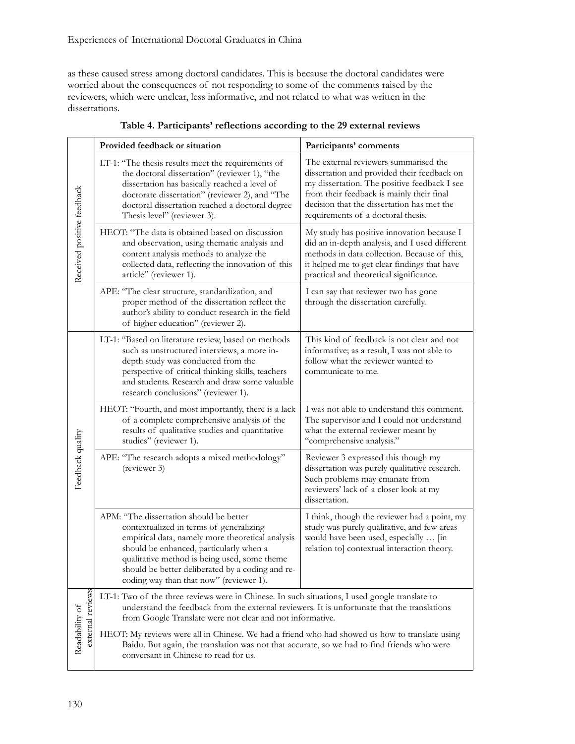as these caused stress among doctoral candidates. This is because the doctoral candidates were worried about the consequences of not responding to some of the comments raised by the reviewers, which were unclear, less informative, and not related to what was written in the dissertations.

**Table 4. Participants' reflections according to the 29 external reviews**

| | Provided feedback or situation | Participants' comments |
|---|---|---|
| Received positive feedback | LT-1: "The thesis results meet the requirements of the doctoral dissertation" (reviewer 1), "the dissertation has basically reached a level of doctorate dissertation" (reviewer 2), and "The doctoral dissertation reached a doctoral degree Thesis level" (reviewer 3). | The external reviewers summarised the dissertation and provided their feedback on my dissertation. The positive feedback I see from their feedback is mainly their final decision that the dissertation has met the requirements of a doctoral thesis. |
| | HEOT: "The data is obtained based on discussion and observation, using thematic analysis and content analysis methods to analyze the collected data, reflecting the innovation of this article" (reviewer 1). | My study has positive innovation because I did an in-depth analysis, and I used different methods in data collection. Because of this, it helped me to get clear findings that have practical and theoretical significance. |
| | APE: "The clear structure, standardization, and proper method of the dissertation reflect the author's ability to conduct research in the field of higher education" (reviewer 2). | I can say that reviewer two has gone through the dissertation carefully. |
| Feedback quality | LT-1: "Based on literature review, based on methods such as unstructured interviews, a more in-depth study was conducted from the perspective of critical thinking skills, teachers and students. Research and draw some valuable research conclusions" (reviewer 1). | This kind of feedback is not clear and not informative; as a result, I was not able to follow what the reviewer wanted to communicate to me. |
| | HEOT: "Fourth, and most importantly, there is a lack of a complete comprehensive analysis of the results of qualitative studies and quantitative studies" (reviewer 1). | I was not able to understand this comment. The supervisor and I could not understand what the external reviewer meant by "comprehensive analysis." |
| | APE: "The research adopts a mixed methodology" (reviewer 3) | Reviewer 3 expressed this though my dissertation was purely qualitative research. Such problems may emanate from reviewers' lack of a closer look at my dissertation. |
| | APM: "The dissertation should be better contextualized in terms of generalizing empirical data, namely more theoretical analysis should be enhanced, particularly when a qualitative method is being used, some theme should be better deliberated by a coding and re-coding way than that now" (reviewer 1). | I think, though the reviewer had a point, my study was purely qualitative, and few areas would have been used, especially … [in relation to] contextual interaction theory. |
| Readability of external reviews | LT-1: Two of the three reviews were in Chinese. In such situations, I used google translate to understand the feedback from the external reviewers. It is unfortunate that the translations from Google Translate were not clear and not informative. | |
| | HEOT: My reviews were all in Chinese. We had a friend who had showed us how to translate using Baidu. But again, the translation was not that accurate, so we had to find friends who were conversant in Chinese to read for us. | |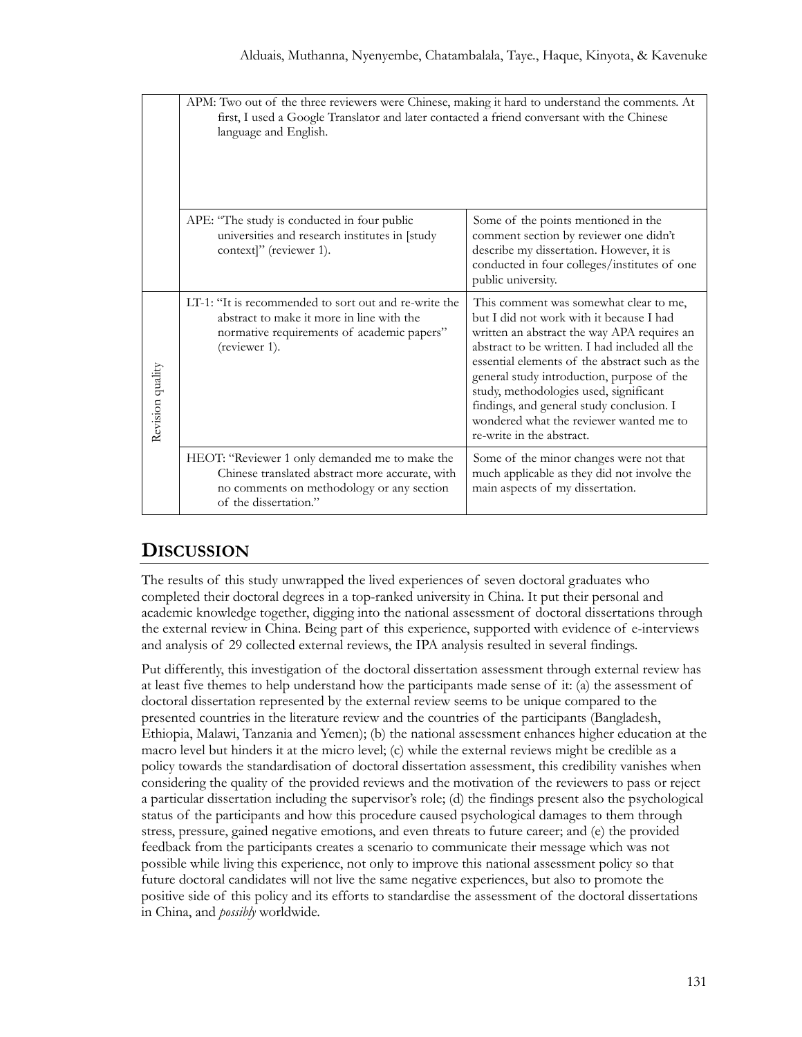| | | |
|---|---|---|
| | APM: Two out of the three reviewers were Chinese, making it hard to understand the comments. At first, I used a Google Translator and later contacted a friend conversant with the Chinese language and English. | |
| | APE: "The study is conducted in four public universities and research institutes in [study context]" (reviewer 1). | Some of the points mentioned in the comment section by reviewer one didn't describe my dissertation. However, it is conducted in four colleges/institutes of one public university. |
| Revision quality | LT-1: "It is recommended to sort out and re-write the abstract to make it more in line with the normative requirements of academic papers" (reviewer 1). | This comment was somewhat clear to me, but I did not work with it because I had written an abstract the way APA requires an abstract to be written. I had included all the essential elements of the abstract such as the general study introduction, purpose of the study, methodologies used, significant findings, and general study conclusion. I wondered what the reviewer wanted me to re-write in the abstract. |
| | HEOT: "Reviewer 1 only demanded me to make the Chinese translated abstract more accurate, with no comments on methodology or any section of the dissertation." | Some of the minor changes were not that much applicable as they did not involve the main aspects of my dissertation. |

## DISCUSSION

The results of this study unwrapped the lived experiences of seven doctoral graduates who completed their doctoral degrees in a top-ranked university in China. It put their personal and academic knowledge together, digging into the national assessment of doctoral dissertations through the external review in China. Being part of this experience, supported with evidence of e-interviews and analysis of 29 collected external reviews, the IPA analysis resulted in several findings.

Put differently, this investigation of the doctoral dissertation assessment through external review has at least five themes to help understand how the participants made sense of it: (a) the assessment of doctoral dissertation represented by the external review seems to be unique compared to the presented countries in the literature review and the countries of the participants (Bangladesh, Ethiopia, Malawi, Tanzania and Yemen); (b) the national assessment enhances higher education at the macro level but hinders it at the micro level; (c) while the external reviews might be credible as a policy towards the standardisation of doctoral dissertation assessment, this credibility vanishes when considering the quality of the provided reviews and the motivation of the reviewers to pass or reject a particular dissertation including the supervisor's role; (d) the findings present also the psychological status of the participants and how this procedure caused psychological damages to them through stress, pressure, gained negative emotions, and even threats to future career; and (e) the provided feedback from the participants creates a scenario to communicate their message which was not possible while living this experience, not only to improve this national assessment policy so that future doctoral candidates will not live the same negative experiences, but also to promote the positive side of this policy and its efforts to standardise the assessment of the doctoral dissertations in China, and *possibly* worldwide.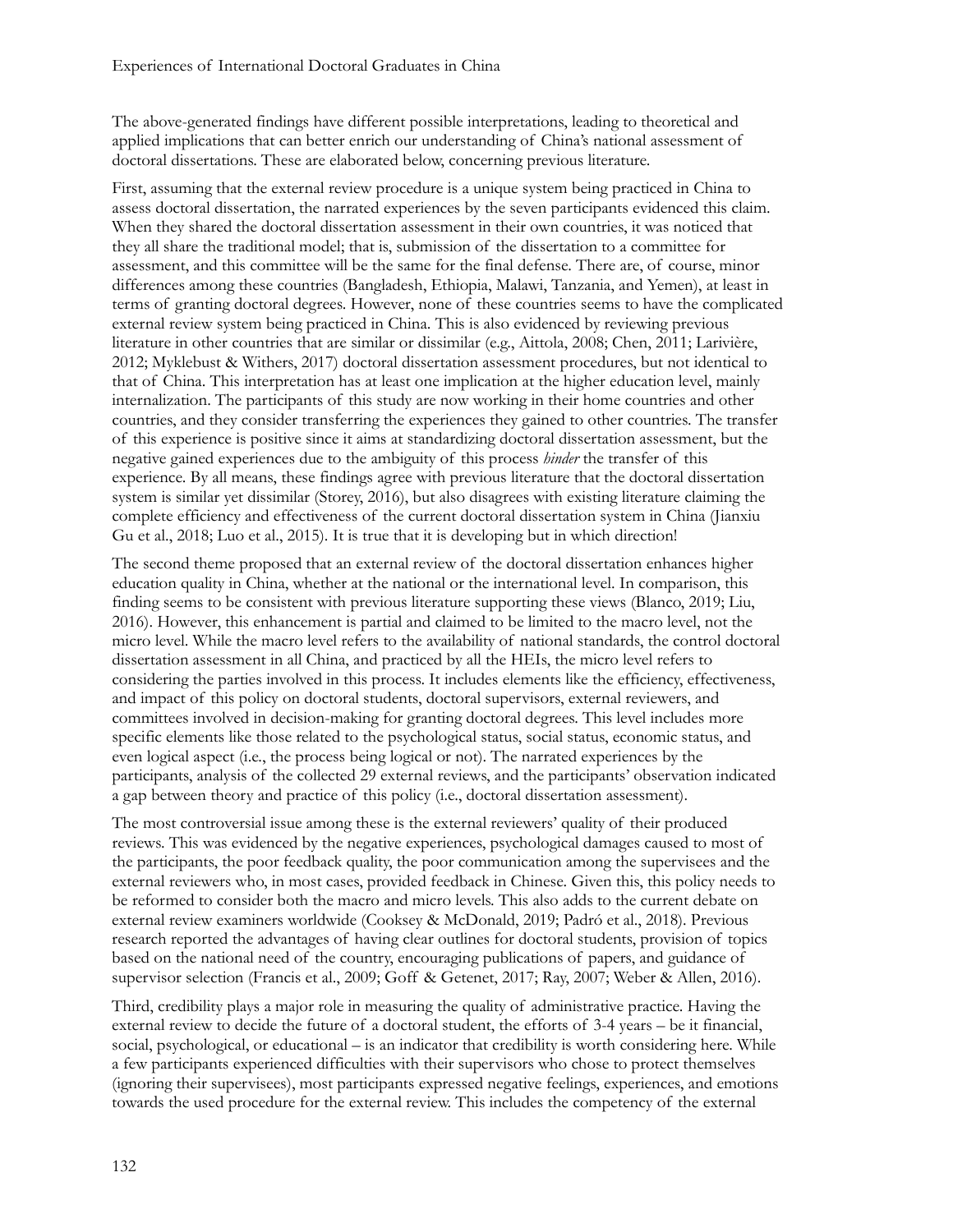The above-generated findings have different possible interpretations, leading to theoretical and applied implications that can better enrich our understanding of China's national assessment of doctoral dissertations. These are elaborated below, concerning previous literature.

First, assuming that the external review procedure is a unique system being practiced in China to assess doctoral dissertation, the narrated experiences by the seven participants evidenced this claim. When they shared the doctoral dissertation assessment in their own countries, it was noticed that they all share the traditional model; that is, submission of the dissertation to a committee for assessment, and this committee will be the same for the final defense. There are, of course, minor differences among these countries (Bangladesh, Ethiopia, Malawi, Tanzania, and Yemen), at least in terms of granting doctoral degrees. However, none of these countries seems to have the complicated external review system being practiced in China. This is also evidenced by reviewing previous literature in other countries that are similar or dissimilar (e.g., Aittola, 2008; Chen, 2011; Larivière, 2012; Myklebust & Withers, 2017) doctoral dissertation assessment procedures, but not identical to that of China. This interpretation has at least one implication at the higher education level, mainly internalization. The participants of this study are now working in their home countries and other countries, and they consider transferring the experiences they gained to other countries. The transfer of this experience is positive since it aims at standardizing doctoral dissertation assessment, but the negative gained experiences due to the ambiguity of this process *hinder* the transfer of this experience. By all means, these findings agree with previous literature that the doctoral dissertation system is similar yet dissimilar (Storey, 2016), but also disagrees with existing literature claiming the complete efficiency and effectiveness of the current doctoral dissertation system in China (Jianxiu Gu et al., 2018; Luo et al., 2015). It is true that it is developing but in which direction!

The second theme proposed that an external review of the doctoral dissertation enhances higher education quality in China, whether at the national or the international level. In comparison, this finding seems to be consistent with previous literature supporting these views (Blanco, 2019; Liu, 2016). However, this enhancement is partial and claimed to be limited to the macro level, not the micro level. While the macro level refers to the availability of national standards, the control doctoral dissertation assessment in all China, and practiced by all the HEIs, the micro level refers to considering the parties involved in this process. It includes elements like the efficiency, effectiveness, and impact of this policy on doctoral students, doctoral supervisors, external reviewers, and committees involved in decision-making for granting doctoral degrees. This level includes more specific elements like those related to the psychological status, social status, economic status, and even logical aspect (i.e., the process being logical or not). The narrated experiences by the participants, analysis of the collected 29 external reviews, and the participants' observation indicated a gap between theory and practice of this policy (i.e., doctoral dissertation assessment).

The most controversial issue among these is the external reviewers' quality of their produced reviews. This was evidenced by the negative experiences, psychological damages caused to most of the participants, the poor feedback quality, the poor communication among the supervisees and the external reviewers who, in most cases, provided feedback in Chinese. Given this, this policy needs to be reformed to consider both the macro and micro levels. This also adds to the current debate on external review examiners worldwide (Cooksey & McDonald, 2019; Padró et al., 2018). Previous research reported the advantages of having clear outlines for doctoral students, provision of topics based on the national need of the country, encouraging publications of papers, and guidance of supervisor selection (Francis et al., 2009; Goff & Getenet, 2017; Ray, 2007; Weber & Allen, 2016).

Third, credibility plays a major role in measuring the quality of administrative practice. Having the external review to decide the future of a doctoral student, the efforts of 3-4 years – be it financial, social, psychological, or educational – is an indicator that credibility is worth considering here. While a few participants experienced difficulties with their supervisors who chose to protect themselves (ignoring their supervisees), most participants expressed negative feelings, experiences, and emotions towards the used procedure for the external review. This includes the competency of the external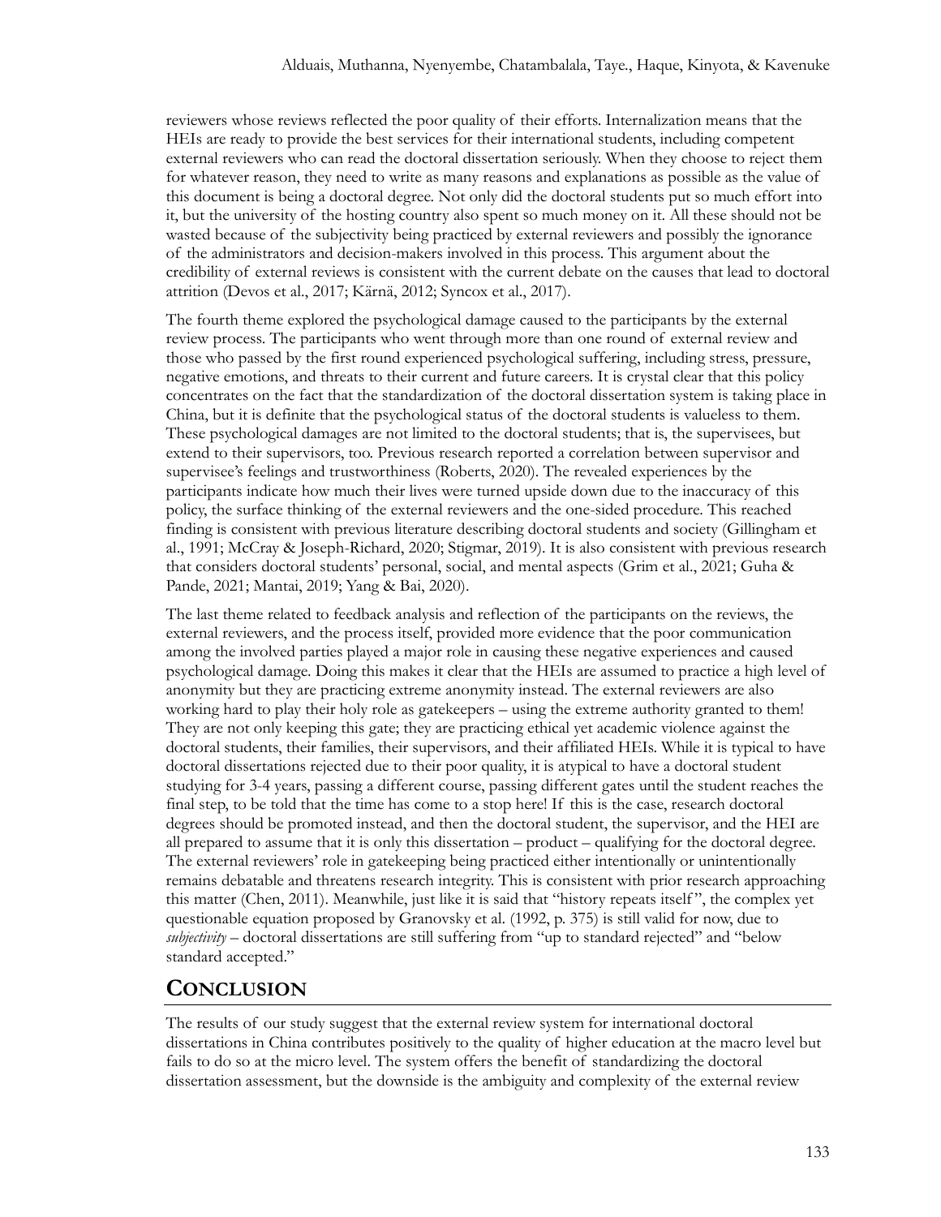reviewers whose reviews reflected the poor quality of their efforts. Internalization means that the HEIs are ready to provide the best services for their international students, including competent external reviewers who can read the doctoral dissertation seriously. When they choose to reject them for whatever reason, they need to write as many reasons and explanations as possible as the value of this document is being a doctoral degree. Not only did the doctoral students put so much effort into it, but the university of the hosting country also spent so much money on it. All these should not be wasted because of the subjectivity being practiced by external reviewers and possibly the ignorance of the administrators and decision-makers involved in this process. This argument about the credibility of external reviews is consistent with the current debate on the causes that lead to doctoral attrition (Devos et al., 2017; Kärnä, 2012; Syncox et al., 2017).

The fourth theme explored the psychological damage caused to the participants by the external review process. The participants who went through more than one round of external review and those who passed by the first round experienced psychological suffering, including stress, pressure, negative emotions, and threats to their current and future careers. It is crystal clear that this policy concentrates on the fact that the standardization of the doctoral dissertation system is taking place in China, but it is definite that the psychological status of the doctoral students is valueless to them. These psychological damages are not limited to the doctoral students; that is, the supervisees, but extend to their supervisors, too. Previous research reported a correlation between supervisor and supervisee's feelings and trustworthiness (Roberts, 2020). The revealed experiences by the participants indicate how much their lives were turned upside down due to the inaccuracy of this policy, the surface thinking of the external reviewers and the one-sided procedure. This reached finding is consistent with previous literature describing doctoral students and society (Gillingham et al., 1991; McCray & Joseph-Richard, 2020; Stigmar, 2019). It is also consistent with previous research that considers doctoral students' personal, social, and mental aspects (Grim et al., 2021; Guha & Pande, 2021; Mantai, 2019; Yang & Bai, 2020).

The last theme related to feedback analysis and reflection of the participants on the reviews, the external reviewers, and the process itself, provided more evidence that the poor communication among the involved parties played a major role in causing these negative experiences and caused psychological damage. Doing this makes it clear that the HEIs are assumed to practice a high level of anonymity but they are practicing extreme anonymity instead. The external reviewers are also working hard to play their holy role as gatekeepers – using the extreme authority granted to them! They are not only keeping this gate; they are practicing ethical yet academic violence against the doctoral students, their families, their supervisors, and their affiliated HEIs. While it is typical to have doctoral dissertations rejected due to their poor quality, it is atypical to have a doctoral student studying for 3-4 years, passing a different course, passing different gates until the student reaches the final step, to be told that the time has come to a stop here! If this is the case, research doctoral degrees should be promoted instead, and then the doctoral student, the supervisor, and the HEI are all prepared to assume that it is only this dissertation – product – qualifying for the doctoral degree. The external reviewers' role in gatekeeping being practiced either intentionally or unintentionally remains debatable and threatens research integrity. This is consistent with prior research approaching this matter (Chen, 2011). Meanwhile, just like it is said that "history repeats itself", the complex yet questionable equation proposed by Granovsky et al. (1992, p. 375) is still valid for now, due to *subjectivity* – doctoral dissertations are still suffering from "up to standard rejected" and "below standard accepted."

## CONCLUSION

The results of our study suggest that the external review system for international doctoral dissertations in China contributes positively to the quality of higher education at the macro level but fails to do so at the micro level. The system offers the benefit of standardizing the doctoral dissertation assessment, but the downside is the ambiguity and complexity of the external review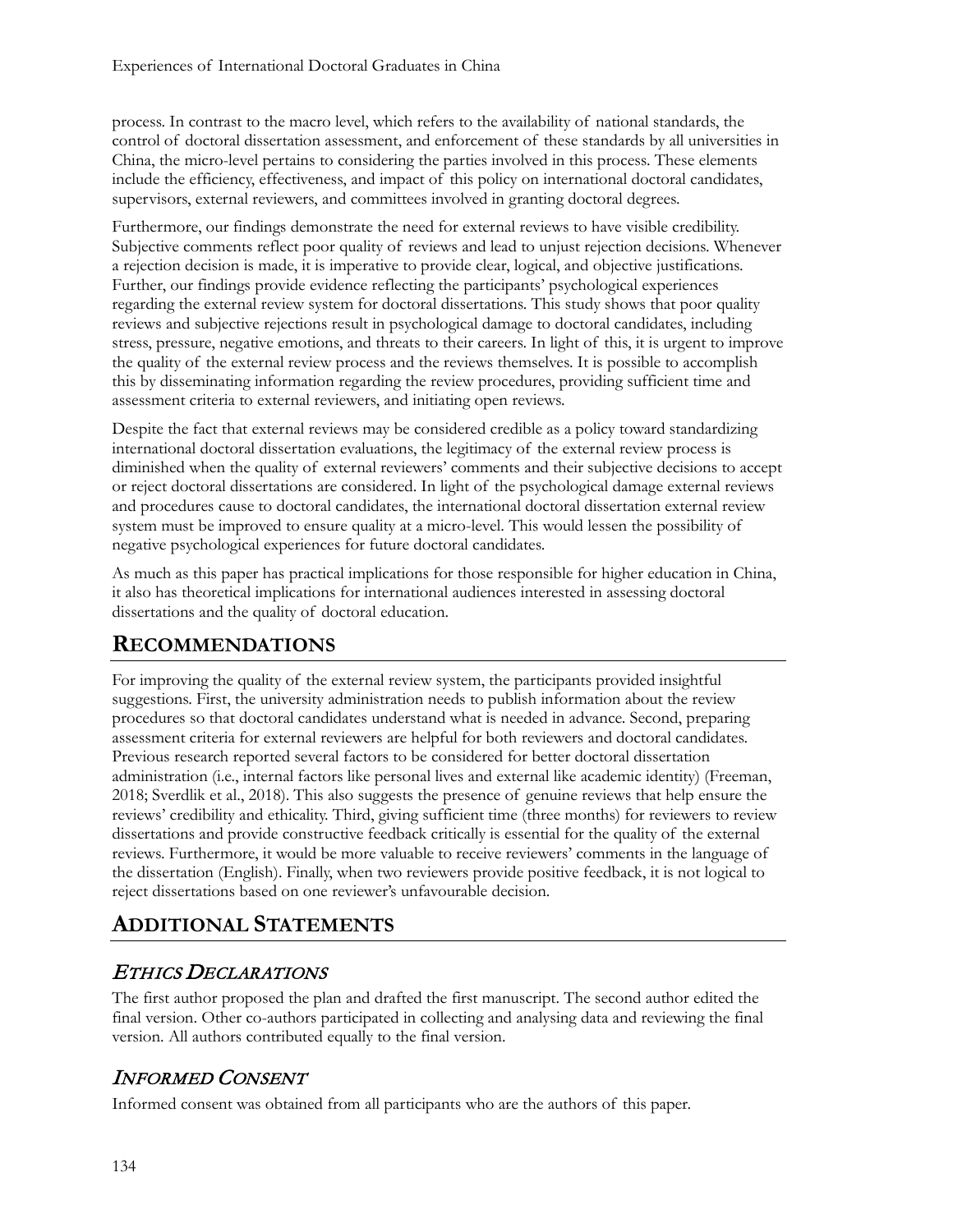process. In contrast to the macro level, which refers to the availability of national standards, the control of doctoral dissertation assessment, and enforcement of these standards by all universities in China, the micro-level pertains to considering the parties involved in this process. These elements include the efficiency, effectiveness, and impact of this policy on international doctoral candidates, supervisors, external reviewers, and committees involved in granting doctoral degrees.

Furthermore, our findings demonstrate the need for external reviews to have visible credibility. Subjective comments reflect poor quality of reviews and lead to unjust rejection decisions. Whenever a rejection decision is made, it is imperative to provide clear, logical, and objective justifications. Further, our findings provide evidence reflecting the participants' psychological experiences regarding the external review system for doctoral dissertations. This study shows that poor quality reviews and subjective rejections result in psychological damage to doctoral candidates, including stress, pressure, negative emotions, and threats to their careers. In light of this, it is urgent to improve the quality of the external review process and the reviews themselves. It is possible to accomplish this by disseminating information regarding the review procedures, providing sufficient time and assessment criteria to external reviewers, and initiating open reviews.

Despite the fact that external reviews may be considered credible as a policy toward standardizing international doctoral dissertation evaluations, the legitimacy of the external review process is diminished when the quality of external reviewers' comments and their subjective decisions to accept or reject doctoral dissertations are considered. In light of the psychological damage external reviews and procedures cause to doctoral candidates, the international doctoral dissertation external review system must be improved to ensure quality at a micro-level. This would lessen the possibility of negative psychological experiences for future doctoral candidates.

As much as this paper has practical implications for those responsible for higher education in China, it also has theoretical implications for international audiences interested in assessing doctoral dissertations and the quality of doctoral education.

## RECOMMENDATIONS

For improving the quality of the external review system, the participants provided insightful suggestions. First, the university administration needs to publish information about the review procedures so that doctoral candidates understand what is needed in advance. Second, preparing assessment criteria for external reviewers are helpful for both reviewers and doctoral candidates. Previous research reported several factors to be considered for better doctoral dissertation administration (i.e., internal factors like personal lives and external like academic identity) (Freeman, 2018; Sverdlik et al., 2018). This also suggests the presence of genuine reviews that help ensure the reviews' credibility and ethicality. Third, giving sufficient time (three months) for reviewers to review dissertations and provide constructive feedback critically is essential for the quality of the external reviews. Furthermore, it would be more valuable to receive reviewers' comments in the language of the dissertation (English). Finally, when two reviewers provide positive feedback, it is not logical to reject dissertations based on one reviewer's unfavourable decision.

## ADDITIONAL STATEMENTS

### *ETHICS DECLARATIONS*

The first author proposed the plan and drafted the first manuscript. The second author edited the final version. Other co-authors participated in collecting and analysing data and reviewing the final version. All authors contributed equally to the final version.

### *INFORMED CONSENT*

Informed consent was obtained from all participants who are the authors of this paper.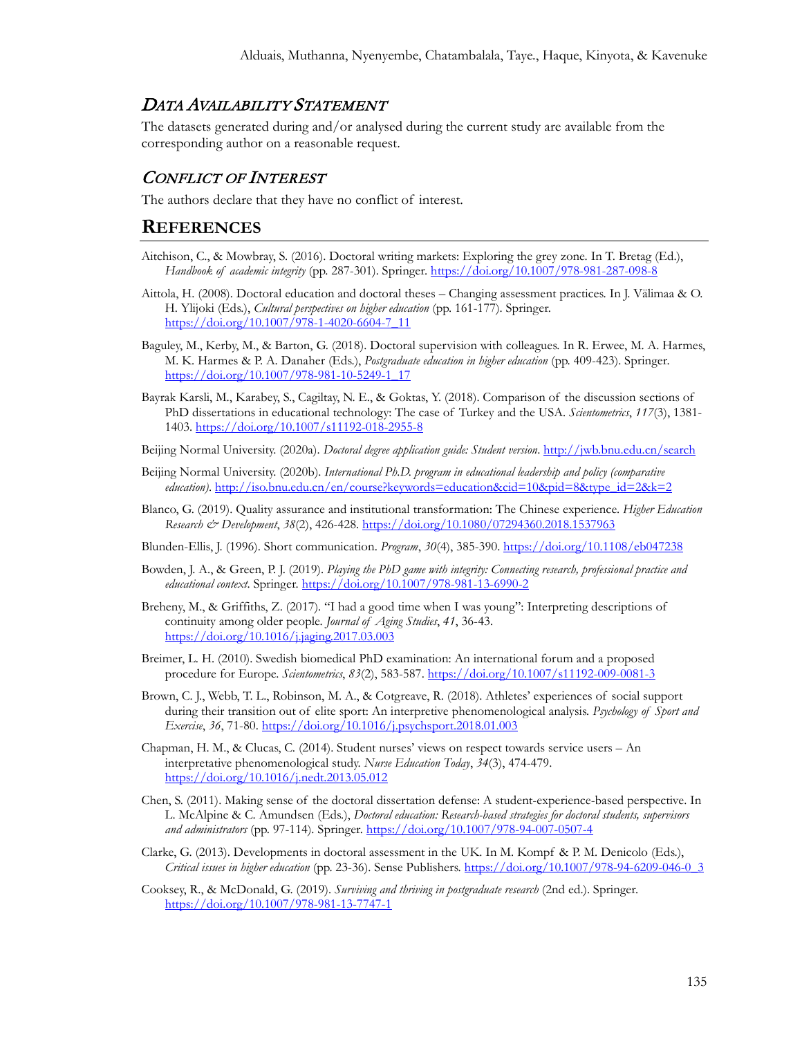## Data Availability Statement

The datasets generated during and/or analysed during the current study are available from the corresponding author on a reasonable request.

## Conflict of Interest

The authors declare that they have no conflict of interest.

# References

Aitchison, C., & Mowbray, S. (2016). Doctoral writing markets: Exploring the grey zone. In T. Bretag (Ed.), *Handbook of academic integrity* (pp. 287-301). Springer. https://doi.org/10.1007/978-981-287-098-8

Aittola, H. (2008). Doctoral education and doctoral theses – Changing assessment practices. In J. Välimaa & O. H. Ylijoki (Eds.), *Cultural perspectives on higher education* (pp. 161-177). Springer. https://doi.org/10.1007/978-1-4020-6604-7_11

Baguley, M., Kerby, M., & Barton, G. (2018). Doctoral supervision with colleagues. In R. Erwee, M. A. Harmes, M. K. Harmes & P. A. Danaher (Eds.), *Postgraduate education in higher education* (pp. 409-423). Springer. https://doi.org/10.1007/978-981-10-5249-1_17

Bayrak Karsli, M., Karabey, S., Cagiltay, N. E., & Goktas, Y. (2018). Comparison of the discussion sections of PhD dissertations in educational technology: The case of Turkey and the USA. *Scientometrics*, *117*(3), 1381-1403. https://doi.org/10.1007/s11192-018-2955-8

Beijing Normal University. (2020a). *Doctoral degree application guide: Student version*. http://jwb.bnu.edu.cn/search

Beijing Normal University. (2020b). *International Ph.D. program in educational leadership and policy (comparative education)*. http://iso.bnu.edu.cn/en/course?keywords=education&cid=10&pid=8&type_id=2&k=2

Blanco, G. (2019). Quality assurance and institutional transformation: The Chinese experience. *Higher Education Research & Development*, *38*(2), 426-428. https://doi.org/10.1080/07294360.2018.1537963

Blunden-Ellis, J. (1996). Short communication. *Program*, *30*(4), 385-390. https://doi.org/10.1108/eb047238

Bowden, J. A., & Green, P. J. (2019). *Playing the PhD game with integrity: Connecting research, professional practice and educational context*. Springer. https://doi.org/10.1007/978-981-13-6990-2

Breheny, M., & Griffiths, Z. (2017). "I had a good time when I was young": Interpreting descriptions of continuity among older people. *Journal of Aging Studies*, *41*, 36-43. https://doi.org/10.1016/j.jaging.2017.03.003

Breimer, L. H. (2010). Swedish biomedical PhD examination: An international forum and a proposed procedure for Europe. *Scientometrics*, *83*(2), 583-587. https://doi.org/10.1007/s11192-009-0081-3

Brown, C. J., Webb, T. L., Robinson, M. A., & Cotgreave, R. (2018). Athletes' experiences of social support during their transition out of elite sport: An interpretive phenomenological analysis. *Psychology of Sport and Exercise*, *36*, 71-80. https://doi.org/10.1016/j.psychsport.2018.01.003

Chapman, H. M., & Clucas, C. (2014). Student nurses' views on respect towards service users – An interpretative phenomenological study. *Nurse Education Today*, *34*(3), 474-479. https://doi.org/10.1016/j.nedt.2013.05.012

Chen, S. (2011). Making sense of the doctoral dissertation defense: A student-experience-based perspective. In L. McAlpine & C. Amundsen (Eds.), *Doctoral education: Research-based strategies for doctoral students, supervisors and administrators* (pp. 97-114). Springer. https://doi.org/10.1007/978-94-007-0507-4

Clarke, G. (2013). Developments in doctoral assessment in the UK. In M. Kompf & P. M. Denicolo (Eds.), *Critical issues in higher education* (pp. 23-36). Sense Publishers. https://doi.org/10.1007/978-94-6209-046-0_3

Cooksey, R., & McDonald, G. (2019). *Surviving and thriving in postgraduate research* (2nd ed.). Springer. https://doi.org/10.1007/978-981-13-7747-1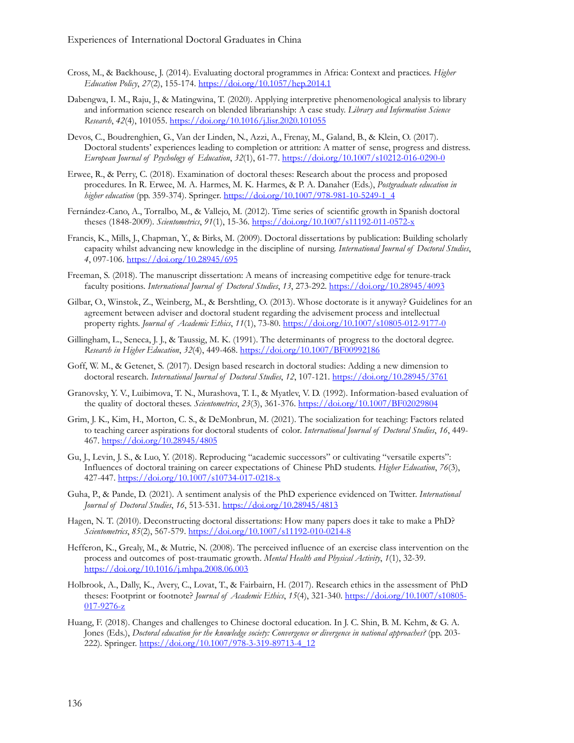Cross, M., & Backhouse, J. (2014). Evaluating doctoral programmes in Africa: Context and practices. *Higher Education Policy*, *27*(2), 155-174. https://doi.org/10.1057/hep.2014.1

Dabengwa, I. M., Raju, J., & Matingwina, T. (2020). Applying interpretive phenomenological analysis to library and information science research on blended librarianship: A case study. *Library and Information Science Research*, *42*(4), 101055. https://doi.org/10.1016/j.lisr.2020.101055

Devos, C., Boudrenghien, G., Van der Linden, N., Azzi, A., Frenay, M., Galand, B., & Klein, O. (2017). Doctoral students' experiences leading to completion or attrition: A matter of sense, progress and distress. *European Journal of Psychology of Education*, *32*(1), 61-77. https://doi.org/10.1007/s10212-016-0290-0

Erwee, R., & Perry, C. (2018). Examination of doctoral theses: Research about the process and proposed procedures. In R. Erwee, M. A. Harmes, M. K. Harmes, & P. A. Danaher (Eds.), *Postgraduate education in higher education* (pp. 359-374). Springer. https://doi.org/10.1007/978-981-10-5249-1_4

Fernández-Cano, A., Torralbo, M., & Vallejo, M. (2012). Time series of scientific growth in Spanish doctoral theses (1848-2009). *Scientometrics*, *91*(1), 15-36. https://doi.org/10.1007/s11192-011-0572-x

Francis, K., Mills, J., Chapman, Y., & Birks, M. (2009). Doctoral dissertations by publication: Building scholarly capacity whilst advancing new knowledge in the discipline of nursing. *International Journal of Doctoral Studies*, *4*, 097-106. https://doi.org/10.28945/695

Freeman, S. (2018). The manuscript dissertation: A means of increasing competitive edge for tenure-track faculty positions. *International Journal of Doctoral Studies*, *13*, 273-292. https://doi.org/10.28945/4093

Gilbar, O., Winstok, Z., Weinberg, M., & Bershtling, O. (2013). Whose doctorate is it anyway? Guidelines for an agreement between adviser and doctoral student regarding the advisement process and intellectual property rights. *Journal of Academic Ethics*, *11*(1), 73-80. https://doi.org/10.1007/s10805-012-9177-0

Gillingham, L., Seneca, J. J., & Taussig, M. K. (1991). The determinants of progress to the doctoral degree. *Research in Higher Education*, *32*(4), 449-468. https://doi.org/10.1007/BF00992186

Goff, W. M., & Getenet, S. (2017). Design based research in doctoral studies: Adding a new dimension to doctoral research. *International Journal of Doctoral Studies*, *12*, 107-121. https://doi.org/10.28945/3761

Granovsky, Y. V., Luibimova, T. N., Murashova, T. I., & Myatlev, V. D. (1992). Information-based evaluation of the quality of doctoral theses. *Scientometrics*, *23*(3), 361-376. https://doi.org/10.1007/BF02029804

Grim, J. K., Kim, H., Morton, C. S., & DeMonbrun, M. (2021). The socialization for teaching: Factors related to teaching career aspirations for doctoral students of color. *International Journal of Doctoral Studies*, *16*, 449-467. https://doi.org/10.28945/4805

Gu, J., Levin, J. S., & Luo, Y. (2018). Reproducing "academic successors" or cultivating "versatile experts": Influences of doctoral training on career expectations of Chinese PhD students. *Higher Education*, *76*(3), 427-447. https://doi.org/10.1007/s10734-017-0218-x

Guha, P., & Pande, D. (2021). A sentiment analysis of the PhD experience evidenced on Twitter. *International Journal of Doctoral Studies*, *16*, 513-531. https://doi.org/10.28945/4813

Hagen, N. T. (2010). Deconstructing doctoral dissertations: How many papers does it take to make a PhD? *Scientometrics*, *85*(2), 567-579. https://doi.org/10.1007/s11192-010-0214-8

Hefferon, K., Grealy, M., & Mutrie, N. (2008). The perceived influence of an exercise class intervention on the process and outcomes of post-traumatic growth. *Mental Health and Physical Activity*, *1*(1), 32-39. https://doi.org/10.1016/j.mhpa.2008.06.003

Holbrook, A., Dally, K., Avery, C., Lovat, T., & Fairbairn, H. (2017). Research ethics in the assessment of PhD theses: Footprint or footnote? *Journal of Academic Ethics*, *15*(4), 321-340. https://doi.org/10.1007/s10805-017-9276-z

Huang, F. (2018). Changes and challenges to Chinese doctoral education. In J. C. Shin, B. M. Kehm, & G. A. Jones (Eds.), *Doctoral education for the knowledge society: Convergence or divergence in national approaches?* (pp. 203-222). Springer. https://doi.org/10.1007/978-3-319-89713-4_12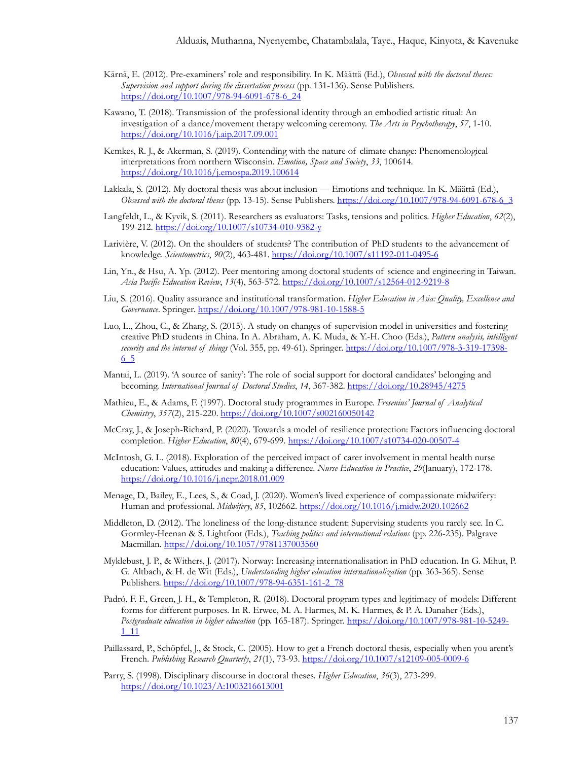Kärnä, E. (2012). Pre-examiners' role and responsibility. In K. Määttä (Ed.), *Obsessed with the doctoral theses: Supervision and support during the dissertation process* (pp. 131-136). Sense Publishers. https://doi.org/10.1007/978-94-6091-678-6_24

Kawano, T. (2018). Transmission of the professional identity through an embodied artistic ritual: An investigation of a dance/movement therapy welcoming ceremony. *The Arts in Psychotherapy*, *57*, 1-10. https://doi.org/10.1016/j.aip.2017.09.001

Kemkes, R. J., & Akerman, S. (2019). Contending with the nature of climate change: Phenomenological interpretations from northern Wisconsin. *Emotion, Space and Society*, *33*, 100614. https://doi.org/10.1016/j.emospa.2019.100614

Lakkala, S. (2012). My doctoral thesis was about inclusion — Emotions and technique. In K. Määttä (Ed.), *Obsessed with the doctoral theses* (pp. 13-15). Sense Publishers. https://doi.org/10.1007/978-94-6091-678-6_3

Langfeldt, L., & Kyvik, S. (2011). Researchers as evaluators: Tasks, tensions and politics. *Higher Education*, *62*(2), 199-212. https://doi.org/10.1007/s10734-010-9382-y

Larivière, V. (2012). On the shoulders of students? The contribution of PhD students to the advancement of knowledge. *Scientometrics*, *90*(2), 463-481. https://doi.org/10.1007/s11192-011-0495-6

Lin, Yn., & Hsu, A. Yp. (2012). Peer mentoring among doctoral students of science and engineering in Taiwan. *Asia Pacific Education Review*, *13*(4), 563-572. https://doi.org/10.1007/s12564-012-9219-8

Liu, S. (2016). Quality assurance and institutional transformation. *Higher Education in Asia: Quality, Excellence and Governance*. Springer. https://doi.org/10.1007/978-981-10-1588-5

Luo, L., Zhou, C., & Zhang, S. (2015). A study on changes of supervision model in universities and fostering creative PhD students in China. In A. Abraham, A. K. Muda, & Y.-H. Choo (Eds.), *Pattern analysis, intelligent security and the internet of things* (Vol. 355, pp. 49-61). Springer. https://doi.org/10.1007/978-3-319-17398-6_5

Mantai, L. (2019). 'A source of sanity': The role of social support for doctoral candidates' belonging and becoming. *International Journal of Doctoral Studies*, *14*, 367-382. https://doi.org/10.28945/4275

Mathieu, E., & Adams, F. (1997). Doctoral study programmes in Europe. *Fresenius' Journal of Analytical Chemistry*, *357*(2), 215-220. https://doi.org/10.1007/s002160050142

McCray, J., & Joseph-Richard, P. (2020). Towards a model of resilience protection: Factors influencing doctoral completion. *Higher Education*, *80*(4), 679-699. https://doi.org/10.1007/s10734-020-00507-4

McIntosh, G. L. (2018). Exploration of the perceived impact of carer involvement in mental health nurse education: Values, attitudes and making a difference. *Nurse Education in Practice*, *29*(January), 172-178. https://doi.org/10.1016/j.nepr.2018.01.009

Menage, D., Bailey, E., Lees, S., & Coad, J. (2020). Women's lived experience of compassionate midwifery: Human and professional. *Midwifery*, *85*, 102662. https://doi.org/10.1016/j.midw.2020.102662

Middleton, D. (2012). The loneliness of the long-distance student: Supervising students you rarely see. In C. Gormley-Heenan & S. Lightfoot (Eds.), *Teaching politics and international relations* (pp. 226-235). Palgrave Macmillan. https://doi.org/10.1057/9781137003560

Myklebust, J. P., & Withers, J. (2017). Norway: Increasing internationalisation in PhD education. In G. Mihut, P. G. Altbach, & H. de Wit (Eds.), *Understanding higher education internationalization* (pp. 363-365). Sense Publishers. https://doi.org/10.1007/978-94-6351-161-2_78

Padró, F. F., Green, J. H., & Templeton, R. (2018). Doctoral program types and legitimacy of models: Different forms for different purposes. In R. Erwee, M. A. Harmes, M. K. Harmes, & P. A. Danaher (Eds.), *Postgraduate education in higher education* (pp. 165-187). Springer. https://doi.org/10.1007/978-981-10-5249-1_11

Paillassard, P., Schöpfel, J., & Stock, C. (2005). How to get a French doctoral thesis, especially when you arent's French. *Publishing Research Quarterly*, *21*(1), 73-93. https://doi.org/10.1007/s12109-005-0009-6

Parry, S. (1998). Disciplinary discourse in doctoral theses. *Higher Education*, *36*(3), 273-299. https://doi.org/10.1023/A:1003216613001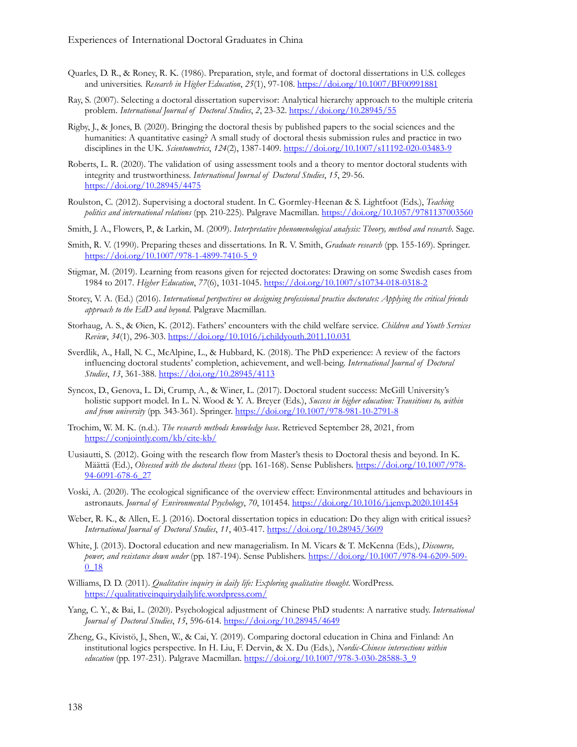Quarles, D. R., & Roney, R. K. (1986). Preparation, style, and format of doctoral dissertations in U.S. colleges and universities. *Research in Higher Education*, *25*(1), 97-108. https://doi.org/10.1007/BF00991881

Ray, S. (2007). Selecting a doctoral dissertation supervisor: Analytical hierarchy approach to the multiple criteria problem. *International Journal of Doctoral Studies*, *2*, 23-32. https://doi.org/10.28945/55

Rigby, J., & Jones, B. (2020). Bringing the doctoral thesis by published papers to the social sciences and the humanities: A quantitative easing? A small study of doctoral thesis submission rules and practice in two disciplines in the UK. *Scientometrics*, *124*(2), 1387-1409. https://doi.org/10.1007/s11192-020-03483-9

Roberts, L. R. (2020). The validation of using assessment tools and a theory to mentor doctoral students with integrity and trustworthiness. *International Journal of Doctoral Studies*, *15*, 29-56. https://doi.org/10.28945/4475

Roulston, C. (2012). Supervising a doctoral student. In C. Gormley-Heenan & S. Lightfoot (Eds.), *Teaching politics and international relations* (pp. 210-225). Palgrave Macmillan. https://doi.org/10.1057/9781137003560

Smith, J. A., Flowers, P., & Larkin, M. (2009). *Interpretative phenomenological analysis: Theory, method and research*. Sage.

Smith, R. V. (1990). Preparing theses and dissertations. In R. V. Smith, *Graduate research* (pp. 155-169). Springer. https://doi.org/10.1007/978-1-4899-7410-5_9

Stigmar, M. (2019). Learning from reasons given for rejected doctorates: Drawing on some Swedish cases from 1984 to 2017. *Higher Education*, *77*(6), 1031-1045. https://doi.org/10.1007/s10734-018-0318-2

Storey, V. A. (Ed.) (2016). *International perspectives on designing professional practice doctorates: Applying the critical friends approach to the EdD and beyond*. Palgrave Macmillan.

Storhaug, A. S., & Øien, K. (2012). Fathers' encounters with the child welfare service. *Children and Youth Services Review*, *34*(1), 296-303. https://doi.org/10.1016/j.childyouth.2011.10.031

Sverdlik, A., Hall, N. C., McAlpine, L., & Hubbard, K. (2018). The PhD experience: A review of the factors influencing doctoral students' completion, achievement, and well-being. *International Journal of Doctoral Studies*, *13*, 361-388. https://doi.org/10.28945/4113

Syncox, D., Genova, L. Di, Crump, A., & Winer, L. (2017). Doctoral student success: McGill University's holistic support model. In L. N. Wood & Y. A. Breyer (Eds.), *Success in higher education: Transitions to, within and from university* (pp. 343-361). Springer. https://doi.org/10.1007/978-981-10-2791-8

Trochim, W. M. K. (n.d.). *The research methods knowledge base*. Retrieved September 28, 2021, from https://conjointly.com/kb/cite-kb/

Uusiautti, S. (2012). Going with the research flow from Master's thesis to Doctoral thesis and beyond. In K. Määttä (Ed.), *Obsessed with the doctoral theses* (pp. 161-168). Sense Publishers. https://doi.org/10.1007/978-94-6091-678-6_27

Voski, A. (2020). The ecological significance of the overview effect: Environmental attitudes and behaviours in astronauts. *Journal of Environmental Psychology*, *70*, 101454. https://doi.org/10.1016/j.jenvp.2020.101454

Weber, R. K., & Allen, E. J. (2016). Doctoral dissertation topics in education: Do they align with critical issues? *International Journal of Doctoral Studies*, *11*, 403-417. https://doi.org/10.28945/3609

White, J. (2013). Doctoral education and new managerialism. In M. Vicars & T. McKenna (Eds.), *Discourse, power, and resistance down under* (pp. 187-194). Sense Publishers. https://doi.org/10.1007/978-94-6209-509-0_18

Williams, D. D. (2011). *Qualitative inquiry in daily life: Exploring qualitative thought*. WordPress. https://qualitativeinquirydailylife.wordpress.com/

Yang, C. Y., & Bai, L. (2020). Psychological adjustment of Chinese PhD students: A narrative study. *International Journal of Doctoral Studies*, *15*, 596-614. https://doi.org/10.28945/4649

Zheng, G., Kivistö, J., Shen, W., & Cai, Y. (2019). Comparing doctoral education in China and Finland: An institutional logics perspective. In H. Liu, F. Dervin, & X. Du (Eds.), *Nordic-Chinese intersections within education* (pp. 197-231). Palgrave Macmillan. https://doi.org/10.1007/978-3-030-28588-3_9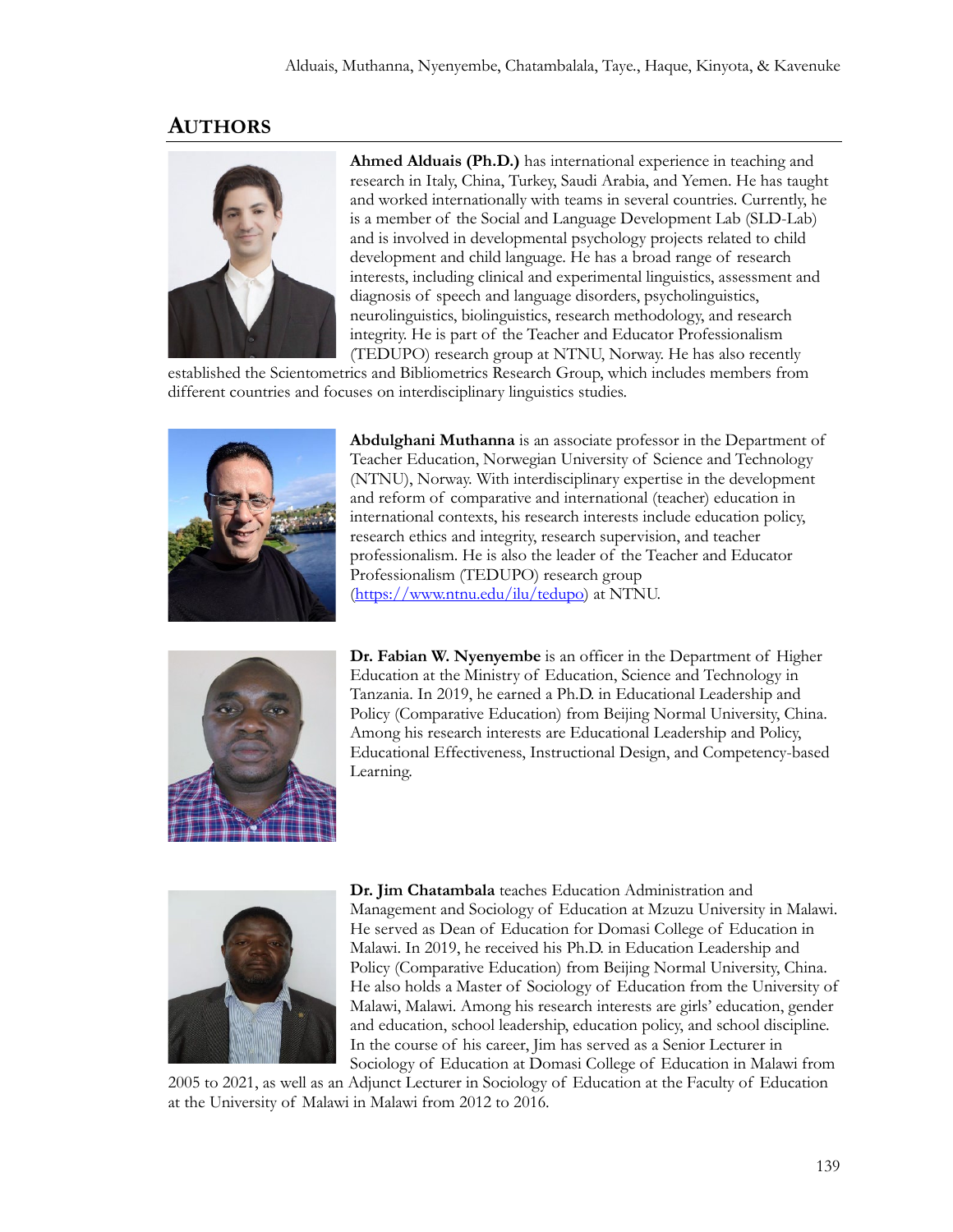## AUTHORS

**Ahmed Alduais (Ph.D.)** has international experience in teaching and research in Italy, China, Turkey, Saudi Arabia, and Yemen. He has taught and worked internationally with teams in several countries. Currently, he is a member of the Social and Language Development Lab (SLD-Lab) and is involved in developmental psychology projects related to child development and child language. He has a broad range of research interests, including clinical and experimental linguistics, assessment and diagnosis of speech and language disorders, psycholinguistics, neurolinguistics, biolinguistics, research methodology, and research integrity. He is part of the Teacher and Educator Professionalism (TEDUPO) research group at NTNU, Norway. He has also recently established the Scientometrics and Bibliometrics Research Group, which includes members from different countries and focuses on interdisciplinary linguistics studies.

**Abdulghani Muthanna** is an associate professor in the Department of Teacher Education, Norwegian University of Science and Technology (NTNU), Norway. With interdisciplinary expertise in the development and reform of comparative and international (teacher) education in international contexts, his research interests include education policy, research ethics and integrity, research supervision, and teacher professionalism. He is also the leader of the Teacher and Educator Professionalism (TEDUPO) research group (https://www.ntnu.edu/ilu/tedupo) at NTNU.

**Dr. Fabian W. Nyenyembe** is an officer in the Department of Higher Education at the Ministry of Education, Science and Technology in Tanzania. In 2019, he earned a Ph.D. in Educational Leadership and Policy (Comparative Education) from Beijing Normal University, China. Among his research interests are Educational Leadership and Policy, Educational Effectiveness, Instructional Design, and Competency-based Learning.

**Dr. Jim Chatambala** teaches Education Administration and Management and Sociology of Education at Mzuzu University in Malawi. He served as Dean of Education for Domasi College of Education in Malawi. In 2019, he received his Ph.D. in Education Leadership and Policy (Comparative Education) from Beijing Normal University, China. He also holds a Master of Sociology of Education from the University of Malawi, Malawi. Among his research interests are girls' education, gender and education, school leadership, education policy, and school discipline. In the course of his career, Jim has served as a Senior Lecturer in Sociology of Education at Domasi College of Education in Malawi from 2005 to 2021, as well as an Adjunct Lecturer in Sociology of Education at the Faculty of Education at the University of Malawi in Malawi from 2012 to 2016.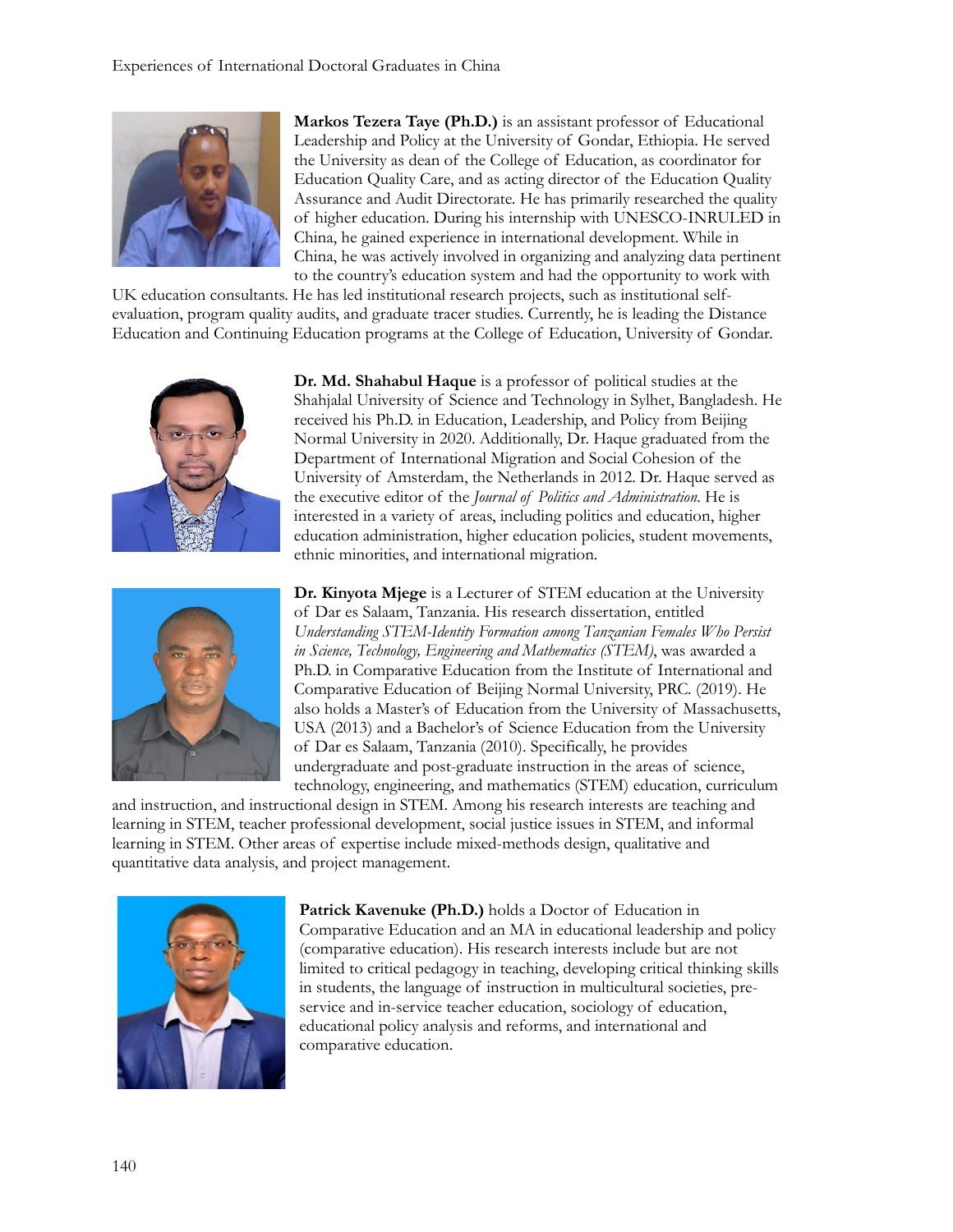**Markos Tezera Taye (Ph.D.)** is an assistant professor of Educational Leadership and Policy at the University of Gondar, Ethiopia. He served the University as dean of the College of Education, as coordinator for Education Quality Care, and as acting director of the Education Quality Assurance and Audit Directorate. He has primarily researched the quality of higher education. During his internship with UNESCO-INRULED in China, he gained experience in international development. While in China, he was actively involved in organizing and analyzing data pertinent to the country's education system and had the opportunity to work with UK education consultants. He has led institutional research projects, such as institutional self-evaluation, program quality audits, and graduate tracer studies. Currently, he is leading the Distance Education and Continuing Education programs at the College of Education, University of Gondar.

**Dr. Md. Shahabul Haque** is a professor of political studies at the Shahjalal University of Science and Technology in Sylhet, Bangladesh. He received his Ph.D. in Education, Leadership, and Policy from Beijing Normal University in 2020. Additionally, Dr. Haque graduated from the Department of International Migration and Social Cohesion of the University of Amsterdam, the Netherlands in 2012. Dr. Haque served as the executive editor of the *Journal of Politics and Administration*. He is interested in a variety of areas, including politics and education, higher education administration, higher education policies, student movements, ethnic minorities, and international migration.

**Dr. Kinyota Mjege** is a Lecturer of STEM education at the University of Dar es Salaam, Tanzania. His research dissertation, entitled *Understanding STEM-Identity Formation among Tanzanian Females Who Persist in Science, Technology, Engineering and Mathematics (STEM)*, was awarded a Ph.D. in Comparative Education from the Institute of International and Comparative Education of Beijing Normal University, PRC. (2019). He also holds a Master's of Education from the University of Massachusetts, USA (2013) and a Bachelor's of Science Education from the University of Dar es Salaam, Tanzania (2010). Specifically, he provides undergraduate and post-graduate instruction in the areas of science, technology, engineering, and mathematics (STEM) education, curriculum and instruction, and instructional design in STEM. Among his research interests are teaching and learning in STEM, teacher professional development, social justice issues in STEM, and informal learning in STEM. Other areas of expertise include mixed-methods design, qualitative and quantitative data analysis, and project management.

**Patrick Kavenuke (Ph.D.)** holds a Doctor of Education in Comparative Education and an MA in educational leadership and policy (comparative education). His research interests include but are not limited to critical pedagogy in teaching, developing critical thinking skills in students, the language of instruction in multicultural societies, pre-service and in-service teacher education, sociology of education, educational policy analysis and reforms, and international and comparative education.